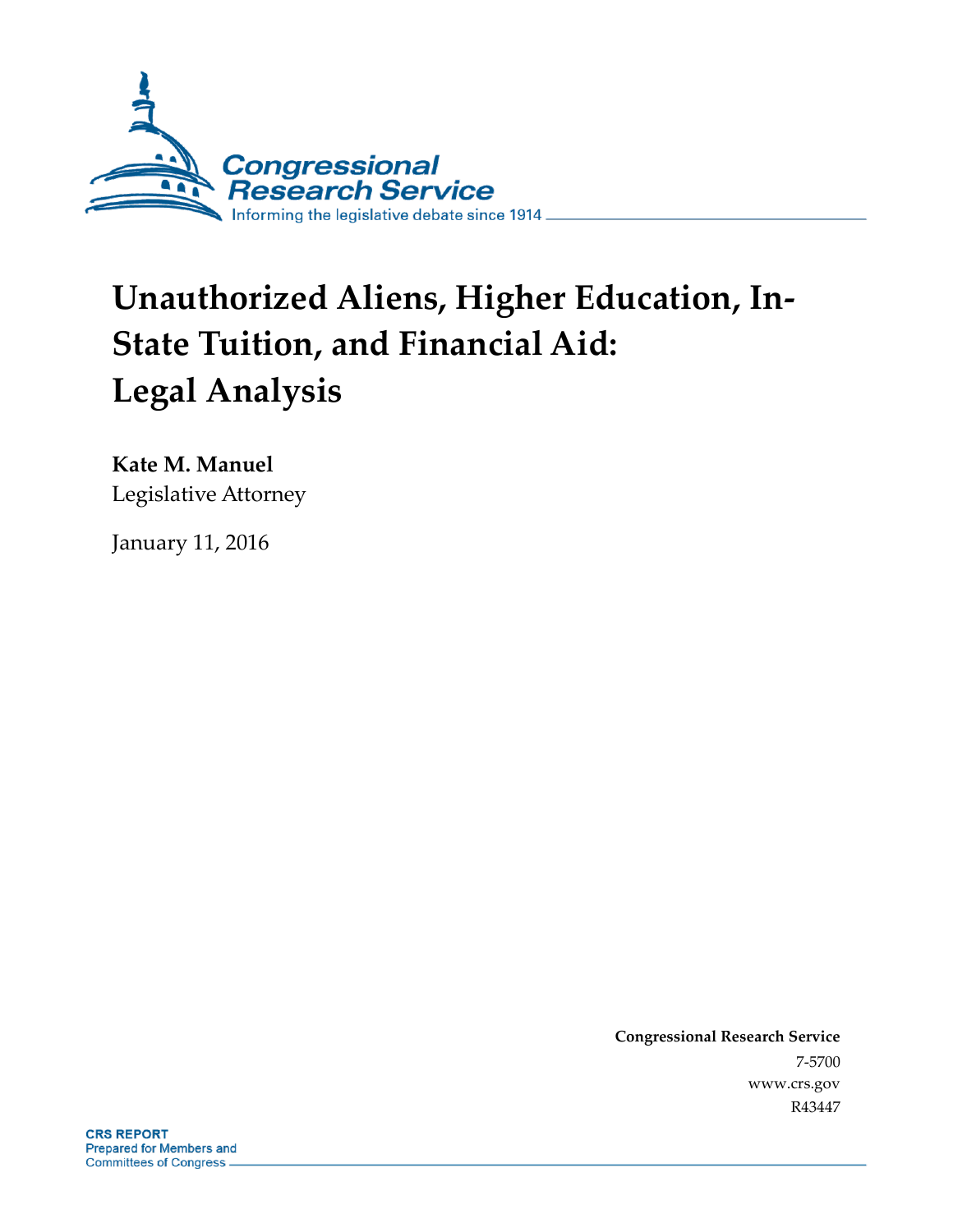Congressional Research Service

Informing the legislative debate since 1914

# Unauthorized Aliens, Higher Education, In-State Tuition, and Financial Aid: Legal Analysis

**Kate M. Manuel**

Legislative Attorney

January 11, 2016

**Congressional Research Service**

7-5700

www.crs.gov

R43447

**CRS REPORT**

Prepared for Members and Committees of Congress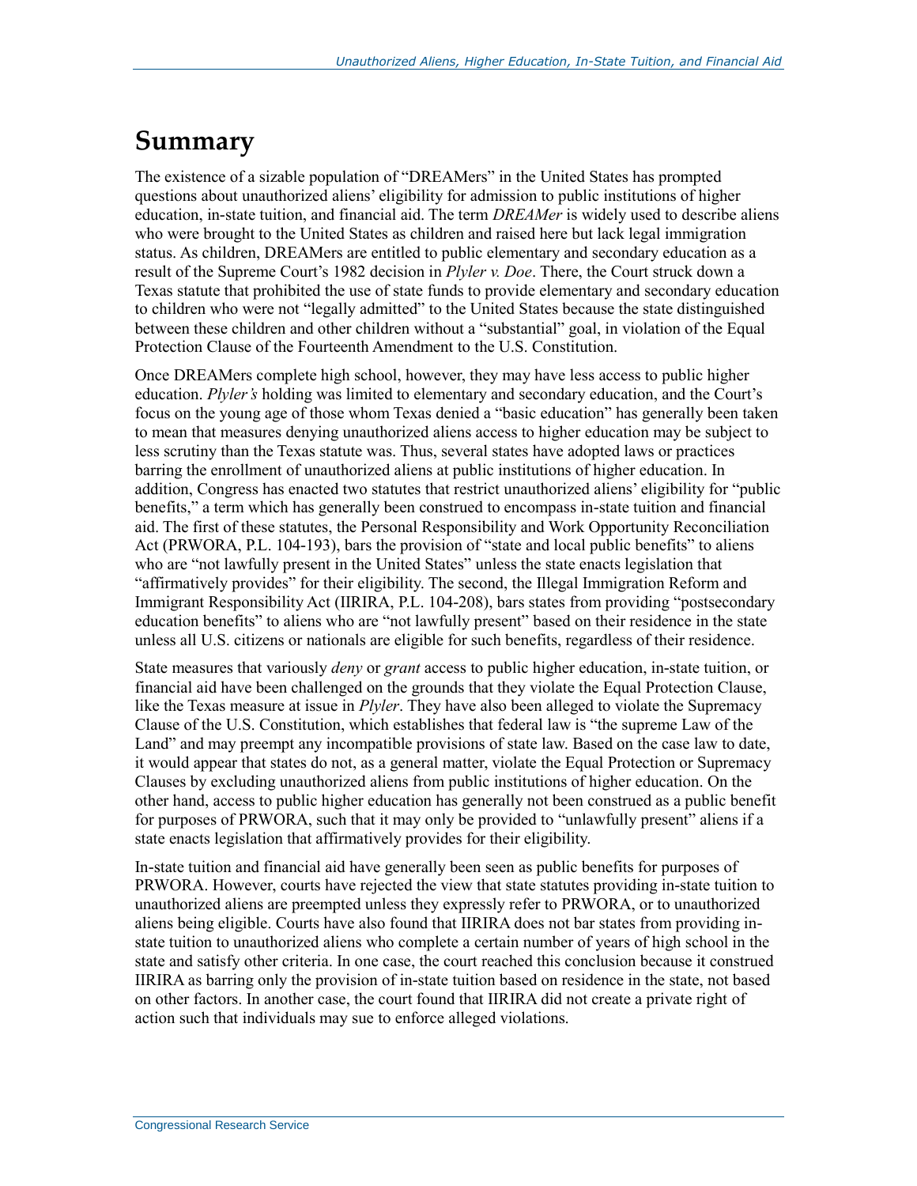# Summary

The existence of a sizable population of "DREAMers" in the United States has prompted questions about unauthorized aliens' eligibility for admission to public institutions of higher education, in-state tuition, and financial aid. The term *DREAMer* is widely used to describe aliens who were brought to the United States as children and raised here but lack legal immigration status. As children, DREAMers are entitled to public elementary and secondary education as a result of the Supreme Court's 1982 decision in *Plyler v. Doe*. There, the Court struck down a Texas statute that prohibited the use of state funds to provide elementary and secondary education to children who were not "legally admitted" to the United States because the state distinguished between these children and other children without a "substantial" goal, in violation of the Equal Protection Clause of the Fourteenth Amendment to the U.S. Constitution.

Once DREAMers complete high school, however, they may have less access to public higher education. *Plyler's* holding was limited to elementary and secondary education, and the Court's focus on the young age of those whom Texas denied a "basic education" has generally been taken to mean that measures denying unauthorized aliens access to higher education may be subject to less scrutiny than the Texas statute was. Thus, several states have adopted laws or practices barring the enrollment of unauthorized aliens at public institutions of higher education. In addition, Congress has enacted two statutes that restrict unauthorized aliens' eligibility for "public benefits," a term which has generally been construed to encompass in-state tuition and financial aid. The first of these statutes, the Personal Responsibility and Work Opportunity Reconciliation Act (PRWORA, P.L. 104-193), bars the provision of "state and local public benefits" to aliens who are "not lawfully present in the United States" unless the state enacts legislation that "affirmatively provides" for their eligibility. The second, the Illegal Immigration Reform and Immigrant Responsibility Act (IIRIRA, P.L. 104-208), bars states from providing "postsecondary education benefits" to aliens who are "not lawfully present" based on their residence in the state unless all U.S. citizens or nationals are eligible for such benefits, regardless of their residence.

State measures that variously *deny* or *grant* access to public higher education, in-state tuition, or financial aid have been challenged on the grounds that they violate the Equal Protection Clause, like the Texas measure at issue in *Plyler*. They have also been alleged to violate the Supremacy Clause of the U.S. Constitution, which establishes that federal law is "the supreme Law of the Land" and may preempt any incompatible provisions of state law. Based on the case law to date, it would appear that states do not, as a general matter, violate the Equal Protection or Supremacy Clauses by excluding unauthorized aliens from public institutions of higher education. On the other hand, access to public higher education has generally not been construed as a public benefit for purposes of PRWORA, such that it may only be provided to "unlawfully present" aliens if a state enacts legislation that affirmatively provides for their eligibility.

In-state tuition and financial aid have generally been seen as public benefits for purposes of PRWORA. However, courts have rejected the view that state statutes providing in-state tuition to unauthorized aliens are preempted unless they expressly refer to PRWORA, or to unauthorized aliens being eligible. Courts have also found that IIRIRA does not bar states from providing in-state tuition to unauthorized aliens who complete a certain number of years of high school in the state and satisfy other criteria. In one case, the court reached this conclusion because it construed IIRIRA as barring only the provision of in-state tuition based on residence in the state, not based on other factors. In another case, the court found that IIRIRA did not create a private right of action such that individuals may sue to enforce alleged violations.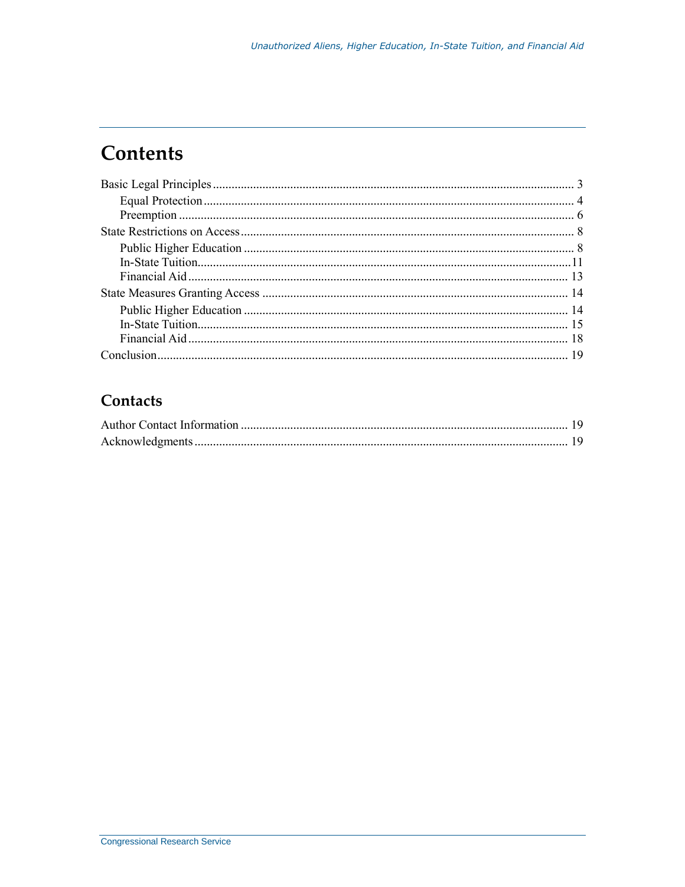## Contents

Basic Legal Principles .... 3
- Equal Protection .... 4
- Preemption .... 6

State Restrictions on Access .... 8
- Public Higher Education .... 8
- In-State Tuition .... 11
- Financial Aid .... 13

State Measures Granting Access .... 14
- Public Higher Education .... 14
- In-State Tuition .... 15
- Financial Aid .... 18

Conclusion .... 19

## Contacts

Author Contact Information .... 19

Acknowledgments .... 19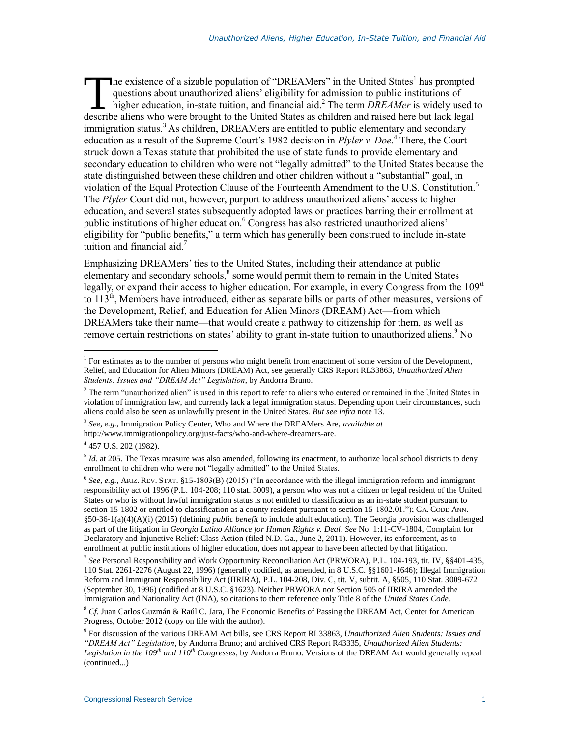The existence of a sizable population of "DREAMers" in the United States[1] has prompted questions about unauthorized aliens' eligibility for admission to public institutions of higher education, in-state tuition, and financial aid.[2] The term *DREAMer* is widely used to describe aliens who were brought to the United States as children and raised here but lack legal immigration status.[3] As children, DREAMers are entitled to public elementary and secondary education as a result of the Supreme Court's 1982 decision in *Plyler v. Doe*.[4] There, the Court struck down a Texas statute that prohibited the use of state funds to provide elementary and secondary education to children who were not "legally admitted" to the United States because the state distinguished between these children and other children without a "substantial" goal, in violation of the Equal Protection Clause of the Fourteenth Amendment to the U.S. Constitution.[5] The *Plyler* Court did not, however, purport to address unauthorized aliens' access to higher education, and several states subsequently adopted laws or practices barring their enrollment at public institutions of higher education.[6] Congress has also restricted unauthorized aliens' eligibility for "public benefits," a term which has generally been construed to include in-state tuition and financial aid.[7]

Emphasizing DREAMers' ties to the United States, including their attendance at public elementary and secondary schools,[8] some would permit them to remain in the United States legally, or expand their access to higher education. For example, in every Congress from the 109th to 113th, Members have introduced, either as separate bills or parts of other measures, versions of the Development, Relief, and Education for Alien Minors (DREAM) Act—from which DREAMers take their name—that would create a pathway to citizenship for them, as well as remove certain restrictions on states' ability to grant in-state tuition to unauthorized aliens.[9] No

---

[1] For estimates as to the number of persons who might benefit from enactment of some version of the Development, Relief, and Education for Alien Minors (DREAM) Act, see generally CRS Report RL33863, *Unauthorized Alien Students: Issues and "DREAM Act" Legislation*, by Andorra Bruno.

[2] The term "unauthorized alien" is used in this report to refer to aliens who entered or remained in the United States in violation of immigration law, and currently lack a legal immigration status. Depending upon their circumstances, such aliens could also be seen as unlawfully present in the United States. *But see infra* note 13.

[3] *See, e.g.*, Immigration Policy Center, Who and Where the DREAMers Are, *available at* http://www.immigrationpolicy.org/just-facts/who-and-where-dreamers-are.

[4] 457 U.S. 202 (1982).

[5] *Id*. at 205. The Texas measure was also amended, following its enactment, to authorize local school districts to deny enrollment to children who were not "legally admitted" to the United States.

[6] *See, e.g.*, ARIZ. REV. STAT. §15-1803(B) (2015) ("In accordance with the illegal immigration reform and immigrant responsibility act of 1996 (P.L. 104-208; 110 stat. 3009), a person who was not a citizen or legal resident of the United States or who is without lawful immigration status is not entitled to classification as an in-state student pursuant to section 15-1802 or entitled to classification as a county resident pursuant to section 15-1802.01."); GA. CODE ANN. §50-36-1(a)(4)(A)(i) (2015) (defining *public benefit* to include adult education). The Georgia provision was challenged as part of the litigation in *Georgia Latino Alliance for Human Rights v. Deal*. *See* No. 1:11-CV-1804, Complaint for Declaratory and Injunctive Relief: Class Action (filed N.D. Ga., June 2, 2011). However, its enforcement, as to enrollment at public institutions of higher education, does not appear to have been affected by that litigation.

[7] *See* Personal Responsibility and Work Opportunity Reconciliation Act (PRWORA), P.L. 104-193, tit. IV, §§401-435, 110 Stat. 2261-2276 (August 22, 1996) (generally codified, as amended, in 8 U.S.C. §§1601-1646); Illegal Immigration Reform and Immigrant Responsibility Act (IIRIRA), P.L. 104-208, Div. C, tit. V, subtit. A, §505, 110 Stat. 3009-672 (September 30, 1996) (codified at 8 U.S.C. §1623). Neither PRWORA nor Section 505 of IIRIRA amended the Immigration and Nationality Act (INA), so citations to them reference only Title 8 of the *United States Code*.

[8] *Cf.* Juan Carlos Guzmán & Raúl C. Jara, The Economic Benefits of Passing the DREAM Act, Center for American Progress, October 2012 (copy on file with the author).

[9] For discussion of the various DREAM Act bills, see CRS Report RL33863, *Unauthorized Alien Students: Issues and "DREAM Act" Legislation*, by Andorra Bruno; and archived CRS Report R43335, *Unauthorized Alien Students: Legislation in the 109th and 110th Congresses*, by Andorra Bruno. Versions of the DREAM Act would generally repeal (continued...)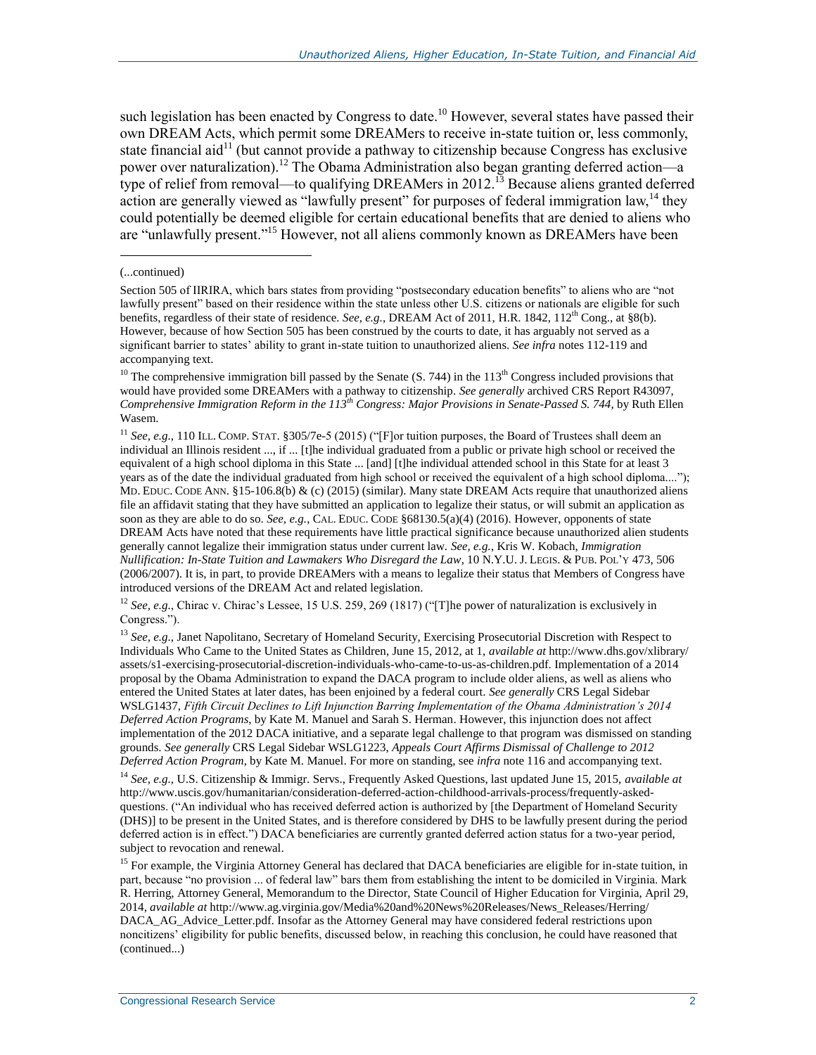such legislation has been enacted by Congress to date.[10] However, several states have passed their own DREAM Acts, which permit some DREAMers to receive in-state tuition or, less commonly, state financial aid[11] (but cannot provide a pathway to citizenship because Congress has exclusive power over naturalization).[12] The Obama Administration also began granting deferred action—a type of relief from removal—to qualifying DREAMers in 2012.[13] Because aliens granted deferred action are generally viewed as "lawfully present" for purposes of federal immigration law,[14] they could potentially be deemed eligible for certain educational benefits that are denied to aliens who are "unlawfully present."[15] However, not all aliens commonly known as DREAMers have been

---

(...continued)

Section 505 of IIRIRA, which bars states from providing "postsecondary education benefits" to aliens who are "not lawfully present" based on their residence within the state unless other U.S. citizens or nationals are eligible for such benefits, regardless of their state of residence. *See, e.g.*, DREAM Act of 2011, H.R. 1842, 112th Cong., at §8(b). However, because of how Section 505 has been construed by the courts to date, it has arguably not served as a significant barrier to states' ability to grant in-state tuition to unauthorized aliens. *See infra* notes 112-119 and accompanying text.

[10] The comprehensive immigration bill passed by the Senate (S. 744) in the 113th Congress included provisions that would have provided some DREAMers with a pathway to citizenship. *See generally* archived CRS Report R43097, *Comprehensive Immigration Reform in the 113th Congress: Major Provisions in Senate-Passed S. 744*, by Ruth Ellen Wasem.

[11] *See, e.g.*, 110 ILL. COMP. STAT. §305/7e-5 (2015) ("[F]or tuition purposes, the Board of Trustees shall deem an individual an Illinois resident ..., if ... [t]he individual graduated from a public or private high school or received the equivalent of a high school diploma in this State ... [and] [t]he individual attended school in this State for at least 3 years as of the date the individual graduated from high school or received the equivalent of a high school diploma...."); MD. EDUC. CODE ANN. §15-106.8(b) & (c) (2015) (similar). Many state DREAM Acts require that unauthorized aliens file an affidavit stating that they have submitted an application to legalize their status, or will submit an application as soon as they are able to do so. *See, e.g.*, CAL. EDUC. CODE §68130.5(a)(4) (2016). However, opponents of state DREAM Acts have noted that these requirements have little practical significance because unauthorized alien students generally cannot legalize their immigration status under current law. *See, e.g.*, Kris W. Kobach, *Immigration Nullification: In-State Tuition and Lawmakers Who Disregard the Law*, 10 N.Y.U. J. LEGIS. & PUB. POL'Y 473, 506 (2006/2007). It is, in part, to provide DREAMers with a means to legalize their status that Members of Congress have introduced versions of the DREAM Act and related legislation.

[12] *See, e.g.*, Chirac v. Chirac's Lessee, 15 U.S. 259, 269 (1817) ("[T]he power of naturalization is exclusively in Congress.").

[13] *See, e.g.*, Janet Napolitano, Secretary of Homeland Security, Exercising Prosecutorial Discretion with Respect to Individuals Who Came to the United States as Children, June 15, 2012, at 1, *available at* http://www.dhs.gov/xlibrary/assets/s1-exercising-prosecutorial-discretion-individuals-who-came-to-us-as-children.pdf. Implementation of a 2014 proposal by the Obama Administration to expand the DACA program to include older aliens, as well as aliens who entered the United States at later dates, has been enjoined by a federal court. *See generally* CRS Legal Sidebar WSLG1437, *Fifth Circuit Declines to Lift Injunction Barring Implementation of the Obama Administration's 2014 Deferred Action Programs*, by Kate M. Manuel and Sarah S. Herman. However, this injunction does not affect implementation of the 2012 DACA initiative, and a separate legal challenge to that program was dismissed on standing grounds. *See generally* CRS Legal Sidebar WSLG1223, *Appeals Court Affirms Dismissal of Challenge to 2012 Deferred Action Program*, by Kate M. Manuel. For more on standing, see *infra* note 116 and accompanying text.

[14] *See, e.g.*, U.S. Citizenship & Immigr. Servs., Frequently Asked Questions, last updated June 15, 2015, *available at* http://www.uscis.gov/humanitarian/consideration-deferred-action-childhood-arrivals-process/frequently-asked-questions. ("An individual who has received deferred action is authorized by [the Department of Homeland Security (DHS)] to be present in the United States, and is therefore considered by DHS to be lawfully present during the period deferred action is in effect.") DACA beneficiaries are currently granted deferred action status for a two-year period, subject to revocation and renewal.

[15] For example, the Virginia Attorney General has declared that DACA beneficiaries are eligible for in-state tuition, in part, because "no provision ... of federal law" bars them from establishing the intent to be domiciled in Virginia. Mark R. Herring, Attorney General, Memorandum to the Director, State Council of Higher Education for Virginia, April 29, 2014, *available at* http://www.ag.virginia.gov/Media%20and%20News%20Releases/News_Releases/Herring/DACA_AG_Advice_Letter.pdf. Insofar as the Attorney General may have considered federal restrictions upon noncitizens' eligibility for public benefits, discussed below, in reaching this conclusion, he could have reasoned that (continued...)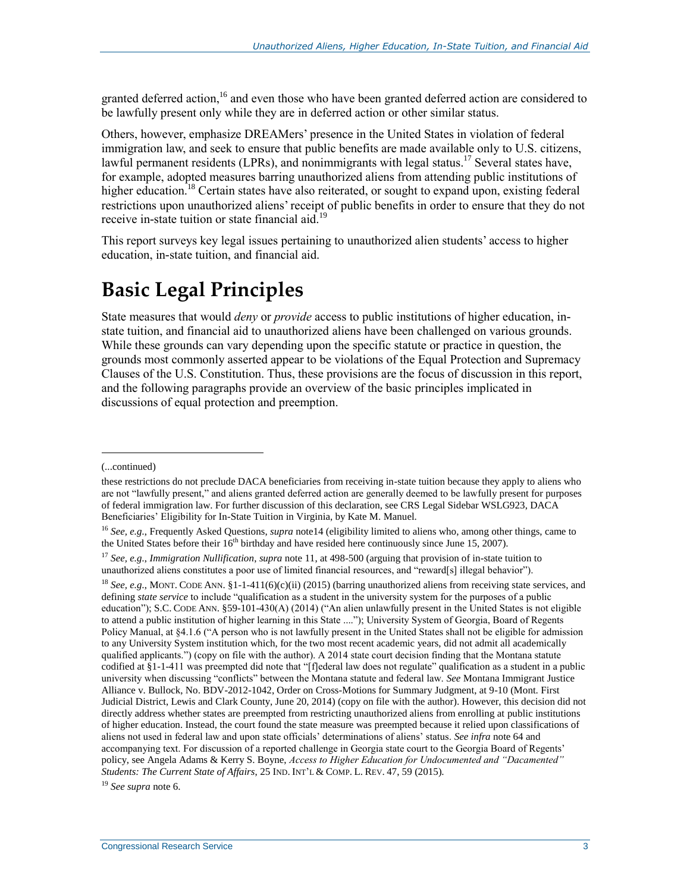granted deferred action,[16] and even those who have been granted deferred action are considered to be lawfully present only while they are in deferred action or other similar status.

Others, however, emphasize DREAMers' presence in the United States in violation of federal immigration law, and seek to ensure that public benefits are made available only to U.S. citizens, lawful permanent residents (LPRs), and nonimmigrants with legal status.[17] Several states have, for example, adopted measures barring unauthorized aliens from attending public institutions of higher education.[18] Certain states have also reiterated, or sought to expand upon, existing federal restrictions upon unauthorized aliens' receipt of public benefits in order to ensure that they do not receive in-state tuition or state financial aid.[19]

This report surveys key legal issues pertaining to unauthorized alien students' access to higher education, in-state tuition, and financial aid.

# Basic Legal Principles

State measures that would *deny* or *provide* access to public institutions of higher education, in-state tuition, and financial aid to unauthorized aliens have been challenged on various grounds. While these grounds can vary depending upon the specific statute or practice in question, the grounds most commonly asserted appear to be violations of the Equal Protection and Supremacy Clauses of the U.S. Constitution. Thus, these provisions are the focus of discussion in this report, and the following paragraphs provide an overview of the basic principles implicated in discussions of equal protection and preemption.

---

(...continued)

these restrictions do not preclude DACA beneficiaries from receiving in-state tuition because they apply to aliens who are not "lawfully present," and aliens granted deferred action are generally deemed to be lawfully present for purposes of federal immigration law. For further discussion of this declaration, see CRS Legal Sidebar WSLG923, DACA Beneficiaries' Eligibility for In-State Tuition in Virginia, by Kate M. Manuel.

[16] *See, e.g.*, Frequently Asked Questions, *supra* note14 (eligibility limited to aliens who, among other things, came to the United States before their 16th birthday and have resided here continuously since June 15, 2007).

[17] *See, e.g.*, *Immigration Nullification*, *supra* note 11, at 498-500 (arguing that provision of in-state tuition to unauthorized aliens constitutes a poor use of limited financial resources, and "reward[s] illegal behavior").

[18] *See, e.g.*, MONT. CODE ANN. §1-1-411(6)(c)(ii) (2015) (barring unauthorized aliens from receiving state services, and defining *state service* to include "qualification as a student in the university system for the purposes of a public education"); S.C. CODE ANN. §59-101-430(A) (2014) ("An alien unlawfully present in the United States is not eligible to attend a public institution of higher learning in this State ...."); University System of Georgia, Board of Regents Policy Manual, at §4.1.6 ("A person who is not lawfully present in the United States shall not be eligible for admission to any University System institution which, for the two most recent academic years, did not admit all academically qualified applicants.") (copy on file with the author). A 2014 state court decision finding that the Montana statute codified at §1-1-411 was preempted did note that "[f]ederal law does not regulate" qualification as a student in a public university when discussing "conflicts" between the Montana statute and federal law. *See* Montana Immigrant Justice Alliance v. Bullock, No. BDV-2012-1042, Order on Cross-Motions for Summary Judgment, at 9-10 (Mont. First Judicial District, Lewis and Clark County, June 20, 2014) (copy on file with the author). However, this decision did not directly address whether states are preempted from restricting unauthorized aliens from enrolling at public institutions of higher education. Instead, the court found the state measure was preempted because it relied upon classifications of aliens not used in federal law and upon state officials' determinations of aliens' status. *See infra* note 64 and accompanying text. For discussion of a reported challenge in Georgia state court to the Georgia Board of Regents' policy, see Angela Adams & Kerry S. Boyne, *Access to Higher Education for Undocumented and "Dacamented" Students: The Current State of Affairs*, 25 IND. INT'L & COMP. L. REV. 47, 59 (2015).

[19] *See supra* note 6.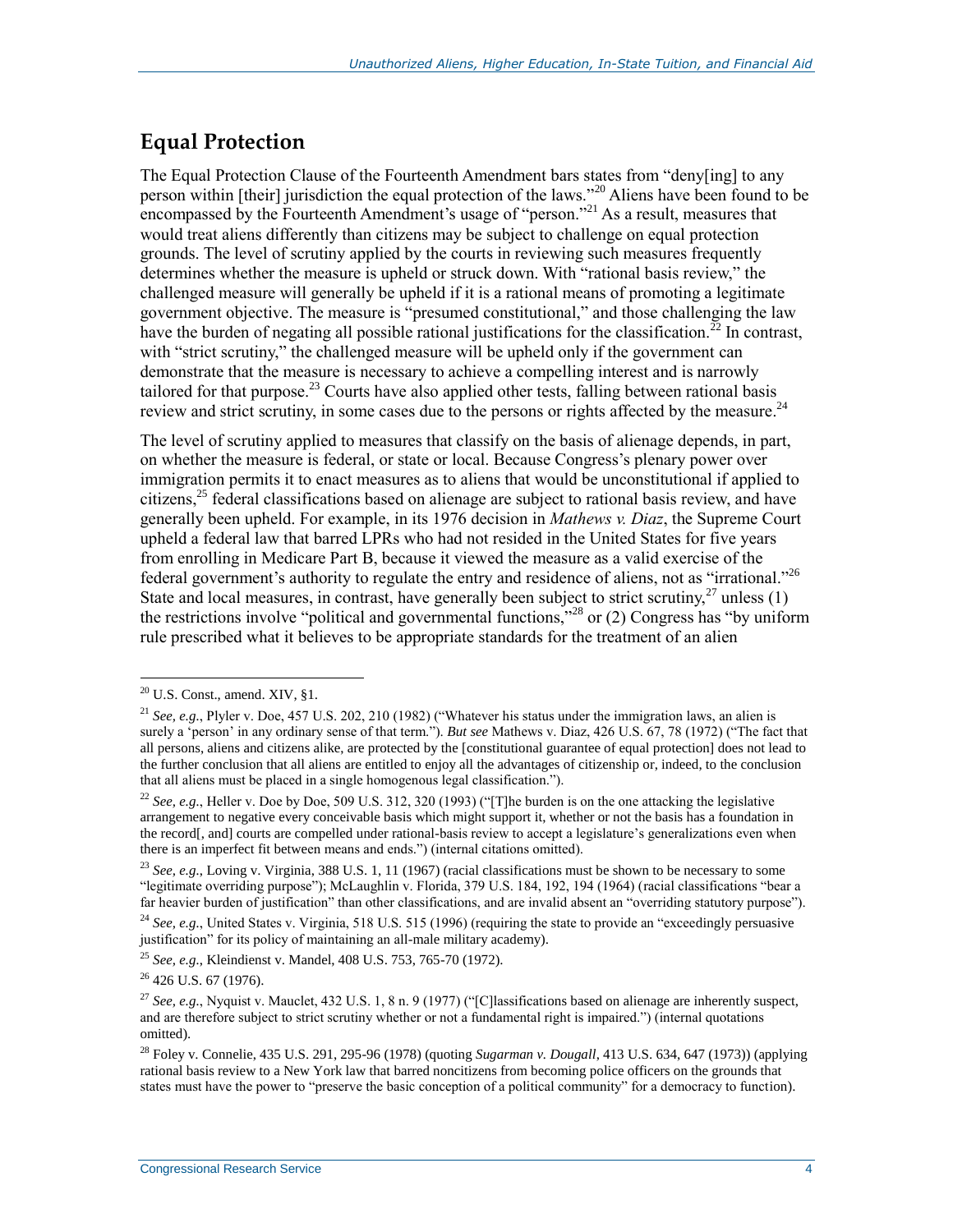## Equal Protection

The Equal Protection Clause of the Fourteenth Amendment bars states from "deny[ing] to any person within [their] jurisdiction the equal protection of the laws."[20] Aliens have been found to be encompassed by the Fourteenth Amendment's usage of "person."[21] As a result, measures that would treat aliens differently than citizens may be subject to challenge on equal protection grounds. The level of scrutiny applied by the courts in reviewing such measures frequently determines whether the measure is upheld or struck down. With "rational basis review," the challenged measure will generally be upheld if it is a rational means of promoting a legitimate government objective. The measure is "presumed constitutional," and those challenging the law have the burden of negating all possible rational justifications for the classification.[22] In contrast, with "strict scrutiny," the challenged measure will be upheld only if the government can demonstrate that the measure is necessary to achieve a compelling interest and is narrowly tailored for that purpose.[23] Courts have also applied other tests, falling between rational basis review and strict scrutiny, in some cases due to the persons or rights affected by the measure.[24]

The level of scrutiny applied to measures that classify on the basis of alienage depends, in part, on whether the measure is federal, or state or local. Because Congress's plenary power over immigration permits it to enact measures as to aliens that would be unconstitutional if applied to citizens,[25] federal classifications based on alienage are subject to rational basis review, and have generally been upheld. For example, in its 1976 decision in *Mathews v. Diaz*, the Supreme Court upheld a federal law that barred LPRs who had not resided in the United States for five years from enrolling in Medicare Part B, because it viewed the measure as a valid exercise of the federal government's authority to regulate the entry and residence of aliens, not as "irrational."[26] State and local measures, in contrast, have generally been subject to strict scrutiny,[27] unless (1) the restrictions involve "political and governmental functions,"[28] or (2) Congress has "by uniform rule prescribed what it believes to be appropriate standards for the treatment of an alien

---

[20] U.S. Const., amend. XIV, §1.

[21] *See, e.g*., Plyler v. Doe, 457 U.S. 202, 210 (1982) ("Whatever his status under the immigration laws, an alien is surely a 'person' in any ordinary sense of that term."). *But see* Mathews v. Diaz, 426 U.S. 67, 78 (1972) ("The fact that all persons, aliens and citizens alike, are protected by the [constitutional guarantee of equal protection] does not lead to the further conclusion that all aliens are entitled to enjoy all the advantages of citizenship or, indeed, to the conclusion that all aliens must be placed in a single homogenous legal classification.").

[22] *See, e.g*., Heller v. Doe by Doe, 509 U.S. 312, 320 (1993) ("[T]he burden is on the one attacking the legislative arrangement to negative every conceivable basis which might support it, whether or not the basis has a foundation in the record[, and] courts are compelled under rational-basis review to accept a legislature's generalizations even when there is an imperfect fit between means and ends.") (internal citations omitted).

[23] *See, e.g*., Loving v. Virginia, 388 U.S. 1, 11 (1967) (racial classifications must be shown to be necessary to some "legitimate overriding purpose"); McLaughlin v. Florida, 379 U.S. 184, 192, 194 (1964) (racial classifications "bear a far heavier burden of justification" than other classifications, and are invalid absent an "overriding statutory purpose").

[24] *See, e.g*., United States v. Virginia, 518 U.S. 515 (1996) (requiring the state to provide an "exceedingly persuasive justification" for its policy of maintaining an all-male military academy).

[25] *See, e.g*., Kleindienst v. Mandel, 408 U.S. 753, 765-70 (1972).

[26] 426 U.S. 67 (1976).

[27] *See, e.g*., Nyquist v. Mauclet, 432 U.S. 1, 8 n. 9 (1977) ("[C]lassifications based on alienage are inherently suspect, and are therefore subject to strict scrutiny whether or not a fundamental right is impaired.") (internal quotations omitted).

[28] Foley v. Connelie, 435 U.S. 291, 295-96 (1978) (quoting *Sugarman v. Dougall*, 413 U.S. 634, 647 (1973)) (applying rational basis review to a New York law that barred noncitizens from becoming police officers on the grounds that states must have the power to "preserve the basic conception of a political community" for a democracy to function).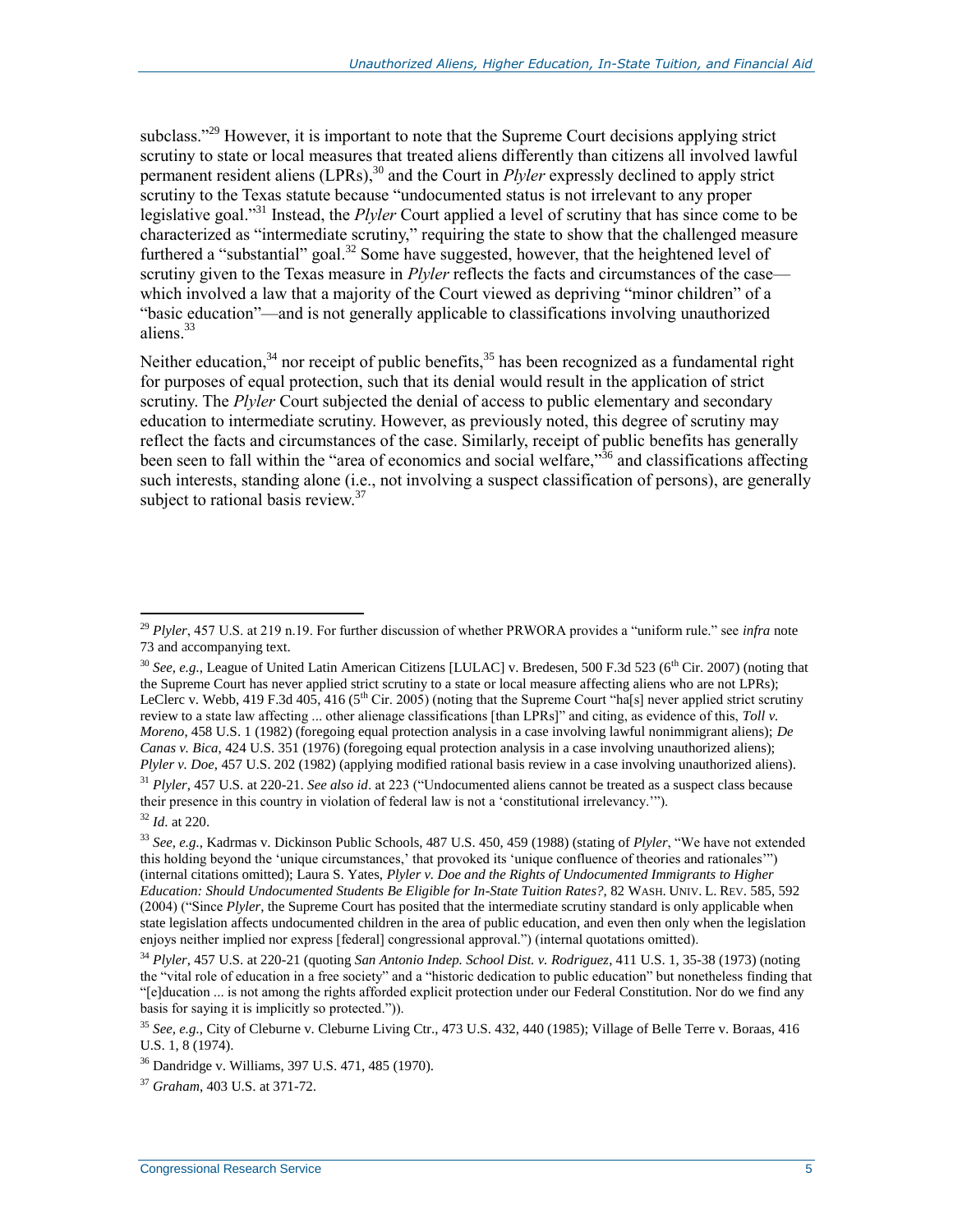subclass."[29] However, it is important to note that the Supreme Court decisions applying strict scrutiny to state or local measures that treated aliens differently than citizens all involved lawful permanent resident aliens (LPRs),[30] and the Court in *Plyler* expressly declined to apply strict scrutiny to the Texas statute because "undocumented status is not irrelevant to any proper legislative goal."[31] Instead, the *Plyler* Court applied a level of scrutiny that has since come to be characterized as "intermediate scrutiny," requiring the state to show that the challenged measure furthered a "substantial" goal.[32] Some have suggested, however, that the heightened level of scrutiny given to the Texas measure in *Plyler* reflects the facts and circumstances of the case—which involved a law that a majority of the Court viewed as depriving "minor children" of a "basic education"—and is not generally applicable to classifications involving unauthorized aliens.[33]

Neither education,[34] nor receipt of public benefits,[35] has been recognized as a fundamental right for purposes of equal protection, such that its denial would result in the application of strict scrutiny. The *Plyler* Court subjected the denial of access to public elementary and secondary education to intermediate scrutiny. However, as previously noted, this degree of scrutiny may reflect the facts and circumstances of the case. Similarly, receipt of public benefits has generally been seen to fall within the "area of economics and social welfare,"[36] and classifications affecting such interests, standing alone (i.e., not involving a suspect classification of persons), are generally subject to rational basis review.[37]

---

[29] *Plyler*, 457 U.S. at 219 n.19. For further discussion of whether PRWORA provides a "uniform rule." see *infra* note 73 and accompanying text.

[30] *See, e.g.*, League of United Latin American Citizens [LULAC] v. Bredesen, 500 F.3d 523 (6th Cir. 2007) (noting that the Supreme Court has never applied strict scrutiny to a state or local measure affecting aliens who are not LPRs); LeClerc v. Webb, 419 F.3d 405, 416 (5th Cir. 2005) (noting that the Supreme Court "ha[s] never applied strict scrutiny review to a state law affecting ... other alienage classifications [than LPRs]" and citing, as evidence of this, *Toll v. Moreno*, 458 U.S. 1 (1982) (foregoing equal protection analysis in a case involving lawful nonimmigrant aliens); *De Canas v. Bica*, 424 U.S. 351 (1976) (foregoing equal protection analysis in a case involving unauthorized aliens); *Plyler v. Doe*, 457 U.S. 202 (1982) (applying modified rational basis review in a case involving unauthorized aliens).

[31] *Plyler*, 457 U.S. at 220-21. *See also id*. at 223 ("Undocumented aliens cannot be treated as a suspect class because their presence in this country in violation of federal law is not a 'constitutional irrelevancy.'").

[32] *Id*. at 220.

[33] *See, e.g.*, Kadrmas v. Dickinson Public Schools, 487 U.S. 450, 459 (1988) (stating of *Plyler*, "We have not extended this holding beyond the 'unique circumstances,' that provoked its 'unique confluence of theories and rationales'") (internal citations omitted); Laura S. Yates, *Plyler v. Doe and the Rights of Undocumented Immigrants to Higher Education: Should Undocumented Students Be Eligible for In-State Tuition Rates?*, 82 WASH. UNIV. L. REV. 585, 592 (2004) ("Since *Plyler*, the Supreme Court has posited that the intermediate scrutiny standard is only applicable when state legislation affects undocumented children in the area of public education, and even then only when the legislation enjoys neither implied nor express [federal] congressional approval.") (internal quotations omitted).

[34] *Plyler*, 457 U.S. at 220-21 (quoting *San Antonio Indep. School Dist. v. Rodriguez*, 411 U.S. 1, 35-38 (1973) (noting the "vital role of education in a free society" and a "historic dedication to public education" but nonetheless finding that "[e]ducation ... is not among the rights afforded explicit protection under our Federal Constitution. Nor do we find any basis for saying it is implicitly so protected.")).

[35] *See, e.g.*, City of Cleburne v. Cleburne Living Ctr., 473 U.S. 432, 440 (1985); Village of Belle Terre v. Boraas, 416 U.S. 1, 8 (1974).

[36] Dandridge v. Williams, 397 U.S. 471, 485 (1970).

[37] *Graham*, 403 U.S. at 371-72.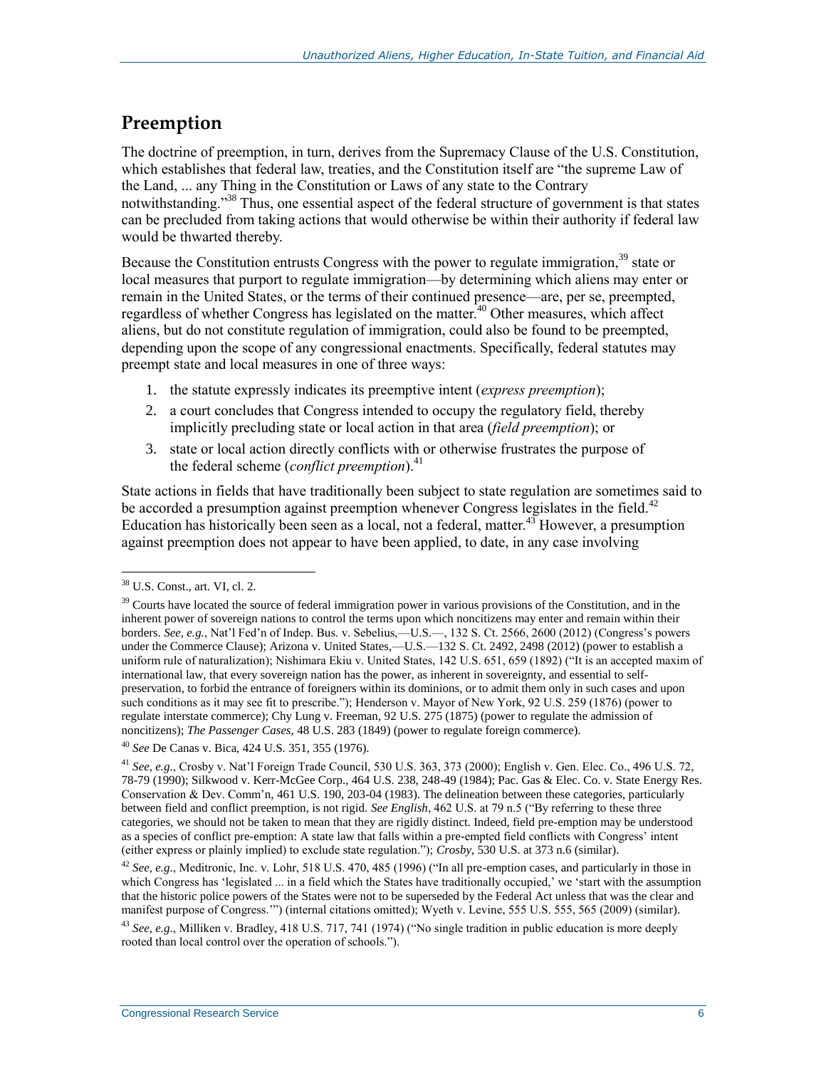## Preemption

The doctrine of preemption, in turn, derives from the Supremacy Clause of the U.S. Constitution, which establishes that federal law, treaties, and the Constitution itself are "the supreme Law of the Land, ... any Thing in the Constitution or Laws of any state to the Contrary notwithstanding."[38] Thus, one essential aspect of the federal structure of government is that states can be precluded from taking actions that would otherwise be within their authority if federal law would be thwarted thereby.

Because the Constitution entrusts Congress with the power to regulate immigration,[39] state or local measures that purport to regulate immigration—by determining which aliens may enter or remain in the United States, or the terms of their continued presence—are, per se, preempted, regardless of whether Congress has legislated on the matter.[40] Other measures, which affect aliens, but do not constitute regulation of immigration, could also be found to be preempted, depending upon the scope of any congressional enactments. Specifically, federal statutes may preempt state and local measures in one of three ways:

1. the statute expressly indicates its preemptive intent (*express preemption*);
2. a court concludes that Congress intended to occupy the regulatory field, thereby implicitly precluding state or local action in that area (*field preemption*); or
3. state or local action directly conflicts with or otherwise frustrates the purpose of the federal scheme (*conflict preemption*).[41]

State actions in fields that have traditionally been subject to state regulation are sometimes said to be accorded a presumption against preemption whenever Congress legislates in the field.[42] Education has historically been seen as a local, not a federal, matter.[43] However, a presumption against preemption does not appear to have been applied, to date, in any case involving

---

[38] U.S. Const., art. VI, cl. 2.

[39] Courts have located the source of federal immigration power in various provisions of the Constitution, and in the inherent power of sovereign nations to control the terms upon which noncitizens may enter and remain within their borders. *See, e.g.*, Nat'l Fed'n of Indep. Bus. v. Sebelius,—U.S.—, 132 S. Ct. 2566, 2600 (2012) (Congress's powers under the Commerce Clause); Arizona v. United States,—U.S.—132 S. Ct. 2492, 2498 (2012) (power to establish a uniform rule of naturalization); Nishimara Ekiu v. United States, 142 U.S. 651, 659 (1892) ("It is an accepted maxim of international law, that every sovereign nation has the power, as inherent in sovereignty, and essential to self-preservation, to forbid the entrance of foreigners within its dominions, or to admit them only in such cases and upon such conditions as it may see fit to prescribe."); Henderson v. Mayor of New York, 92 U.S. 259 (1876) (power to regulate interstate commerce); Chy Lung v. Freeman, 92 U.S. 275 (1875) (power to regulate the admission of noncitizens); *The Passenger Cases*, 48 U.S. 283 (1849) (power to regulate foreign commerce).

[40] *See* De Canas v. Bica, 424 U.S. 351, 355 (1976).

[41] *See, e.g.*, Crosby v. Nat'l Foreign Trade Council, 530 U.S. 363, 373 (2000); English v. Gen. Elec. Co., 496 U.S. 72, 78-79 (1990); Silkwood v. Kerr-McGee Corp., 464 U.S. 238, 248-49 (1984); Pac. Gas & Elec. Co. v. State Energy Res. Conservation & Dev. Comm'n, 461 U.S. 190, 203-04 (1983). The delineation between these categories, particularly between field and conflict preemption, is not rigid. *See English*, 462 U.S. at 79 n.5 ("By referring to these three categories, we should not be taken to mean that they are rigidly distinct. Indeed, field pre-emption may be understood as a species of conflict pre-emption: A state law that falls within a pre-empted field conflicts with Congress' intent (either express or plainly implied) to exclude state regulation."); *Crosby*, 530 U.S. at 373 n.6 (similar).

[42] *See, e.g.*, Meditronic, Inc. v. Lohr, 518 U.S. 470, 485 (1996) ("In all pre-emption cases, and particularly in those in which Congress has 'legislated ... in a field which the States have traditionally occupied,' we 'start with the assumption that the historic police powers of the States were not to be superseded by the Federal Act unless that was the clear and manifest purpose of Congress.'") (internal citations omitted); Wyeth v. Levine, 555 U.S. 555, 565 (2009) (similar).

[43] *See, e.g.*, Milliken v. Bradley, 418 U.S. 717, 741 (1974) ("No single tradition in public education is more deeply rooted than local control over the operation of schools.").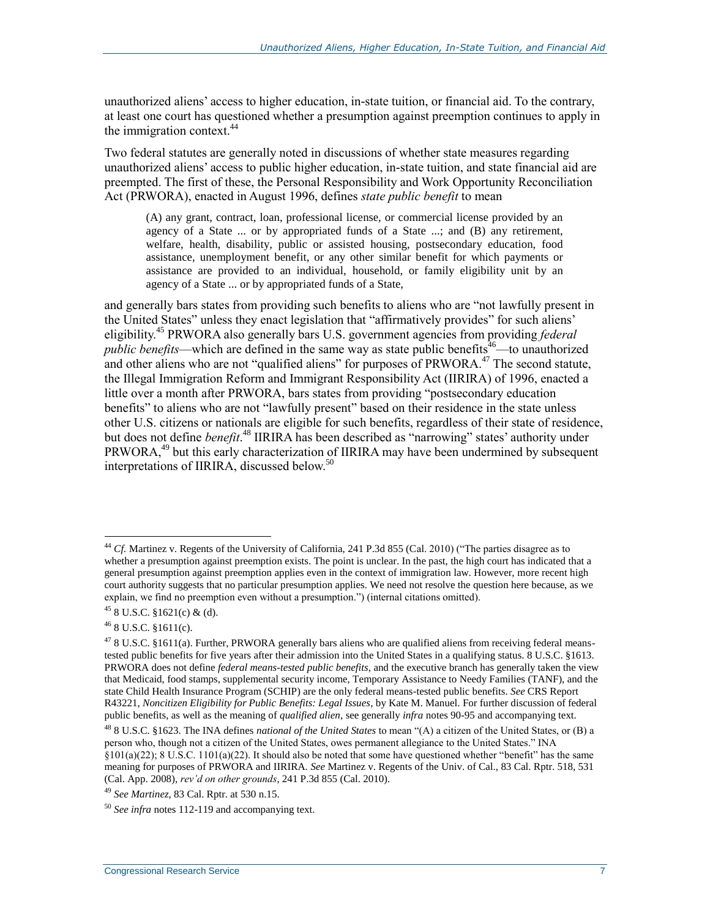unauthorized aliens' access to higher education, in-state tuition, or financial aid. To the contrary, at least one court has questioned whether a presumption against preemption continues to apply in the immigration context.[44]

Two federal statutes are generally noted in discussions of whether state measures regarding unauthorized aliens' access to public higher education, in-state tuition, and state financial aid are preempted. The first of these, the Personal Responsibility and Work Opportunity Reconciliation Act (PRWORA), enacted in August 1996, defines *state public benefit* to mean

> (A) any grant, contract, loan, professional license, or commercial license provided by an agency of a State ... or by appropriated funds of a State ...; and (B) any retirement, welfare, health, disability, public or assisted housing, postsecondary education, food assistance, unemployment benefit, or any other similar benefit for which payments or assistance are provided to an individual, household, or family eligibility unit by an agency of a State ... or by appropriated funds of a State,

and generally bars states from providing such benefits to aliens who are "not lawfully present in the United States" unless they enact legislation that "affirmatively provides" for such aliens' eligibility.[45] PRWORA also generally bars U.S. government agencies from providing *federal public benefits*—which are defined in the same way as state public benefits[46]—to unauthorized and other aliens who are not "qualified aliens" for purposes of PRWORA.[47] The second statute, the Illegal Immigration Reform and Immigrant Responsibility Act (IIRIRA) of 1996, enacted a little over a month after PRWORA, bars states from providing "postsecondary education benefits" to aliens who are not "lawfully present" based on their residence in the state unless other U.S. citizens or nationals are eligible for such benefits, regardless of their state of residence, but does not define *benefit*.[48] IIRIRA has been described as "narrowing" states' authority under PRWORA,[49] but this early characterization of IIRIRA may have been undermined by subsequent interpretations of IIRIRA, discussed below.[50]

---

[44] *Cf.* Martinez v. Regents of the University of California, 241 P.3d 855 (Cal. 2010) ("The parties disagree as to whether a presumption against preemption exists. The point is unclear. In the past, the high court has indicated that a general presumption against preemption applies even in the context of immigration law. However, more recent high court authority suggests that no particular presumption applies. We need not resolve the question here because, as we explain, we find no preemption even without a presumption.") (internal citations omitted).

[45] 8 U.S.C. §1621(c) & (d).

[46] 8 U.S.C. §1611(c).

[47] 8 U.S.C. §1611(a). Further, PRWORA generally bars aliens who are qualified aliens from receiving federal means-tested public benefits for five years after their admission into the United States in a qualifying status. 8 U.S.C. §1613. PRWORA does not define *federal means-tested public benefits*, and the executive branch has generally taken the view that Medicaid, food stamps, supplemental security income, Temporary Assistance to Needy Families (TANF), and the state Child Health Insurance Program (SCHIP) are the only federal means-tested public benefits. *See* CRS Report R43221, *Noncitizen Eligibility for Public Benefits: Legal Issues*, by Kate M. Manuel. For further discussion of federal public benefits, as well as the meaning of *qualified alien*, see generally *infra* notes 90-95 and accompanying text.

[48] 8 U.S.C. §1623. The INA defines *national of the United States* to mean "(A) a citizen of the United States, or (B) a person who, though not a citizen of the United States, owes permanent allegiance to the United States." INA §101(a)(22); 8 U.S.C. 1101(a)(22). It should also be noted that some have questioned whether "benefit" has the same meaning for purposes of PRWORA and IIRIRA. *See* Martinez v. Regents of the Univ. of Cal., 83 Cal. Rptr. 518, 531 (Cal. App. 2008), *rev'd on other grounds*, 241 P.3d 855 (Cal. 2010).

[49] *See Martinez*, 83 Cal. Rptr. at 530 n.15.

[50] *See infra* notes 112-119 and accompanying text.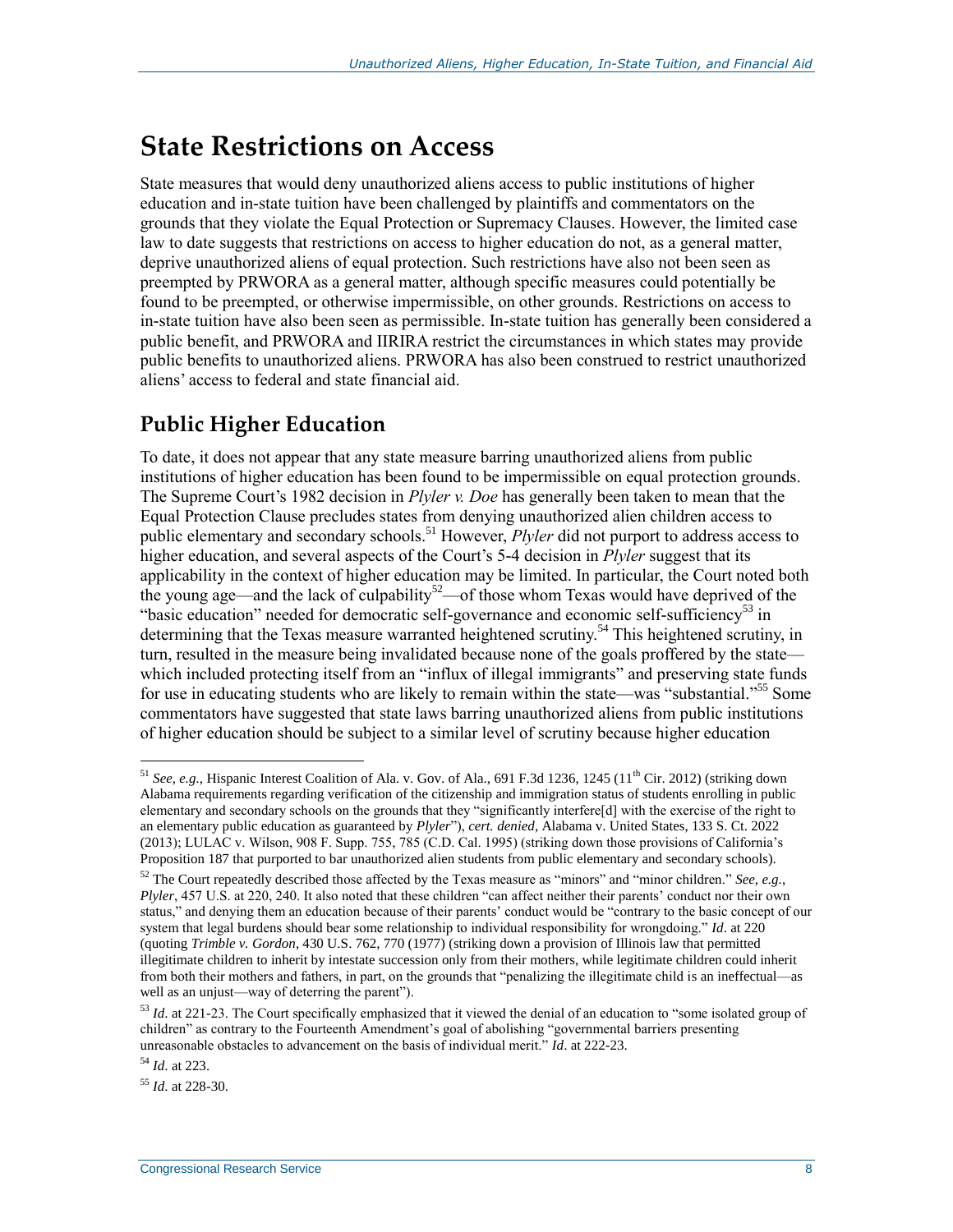# State Restrictions on Access

State measures that would deny unauthorized aliens access to public institutions of higher education and in-state tuition have been challenged by plaintiffs and commentators on the grounds that they violate the Equal Protection or Supremacy Clauses. However, the limited case law to date suggests that restrictions on access to higher education do not, as a general matter, deprive unauthorized aliens of equal protection. Such restrictions have also not been seen as preempted by PRWORA as a general matter, although specific measures could potentially be found to be preempted, or otherwise impermissible, on other grounds. Restrictions on access to in-state tuition have also been seen as permissible. In-state tuition has generally been considered a public benefit, and PRWORA and IIRIRA restrict the circumstances in which states may provide public benefits to unauthorized aliens. PRWORA has also been construed to restrict unauthorized aliens' access to federal and state financial aid.

## Public Higher Education

To date, it does not appear that any state measure barring unauthorized aliens from public institutions of higher education has been found to be impermissible on equal protection grounds. The Supreme Court's 1982 decision in *Plyler v. Doe* has generally been taken to mean that the Equal Protection Clause precludes states from denying unauthorized alien children access to public elementary and secondary schools.[51] However, *Plyler* did not purport to address access to higher education, and several aspects of the Court's 5-4 decision in *Plyler* suggest that its applicability in the context of higher education may be limited. In particular, the Court noted both the young age—and the lack of culpability[52]—of those whom Texas would have deprived of the "basic education" needed for democratic self-governance and economic self-sufficiency[53] in determining that the Texas measure warranted heightened scrutiny.[54] This heightened scrutiny, in turn, resulted in the measure being invalidated because none of the goals proffered by the state—which included protecting itself from an "influx of illegal immigrants" and preserving state funds for use in educating students who are likely to remain within the state—was "substantial."[55] Some commentators have suggested that state laws barring unauthorized aliens from public institutions of higher education should be subject to a similar level of scrutiny because higher education

[51] *See, e.g.*, Hispanic Interest Coalition of Ala. v. Gov. of Ala., 691 F.3d 1236, 1245 (11th Cir. 2012) (striking down Alabama requirements regarding verification of the citizenship and immigration status of students enrolling in public elementary and secondary schools on the grounds that they "significantly interfere[d] with the exercise of the right to an elementary public education as guaranteed by *Plyler*"), *cert. denied*, Alabama v. United States, 133 S. Ct. 2022 (2013); LULAC v. Wilson, 908 F. Supp. 755, 785 (C.D. Cal. 1995) (striking down those provisions of California's Proposition 187 that purported to bar unauthorized alien students from public elementary and secondary schools).

[52] The Court repeatedly described those affected by the Texas measure as "minors" and "minor children." *See, e.g.*, *Plyler*, 457 U.S. at 220, 240. It also noted that these children "can affect neither their parents' conduct nor their own status," and denying them an education because of their parents' conduct would be "contrary to the basic concept of our system that legal burdens should bear some relationship to individual responsibility for wrongdoing." *Id*. at 220 (quoting *Trimble v. Gordon*, 430 U.S. 762, 770 (1977) (striking down a provision of Illinois law that permitted illegitimate children to inherit by intestate succession only from their mothers, while legitimate children could inherit from both their mothers and fathers, in part, on the grounds that "penalizing the illegitimate child is an ineffectual—as well as an unjust—way of deterring the parent").

[53] *Id*. at 221-23. The Court specifically emphasized that it viewed the denial of an education to "some isolated group of children" as contrary to the Fourteenth Amendment's goal of abolishing "governmental barriers presenting unreasonable obstacles to advancement on the basis of individual merit." *Id*. at 222-23.

[54] *Id*. at 223.

[55] *Id*. at 228-30.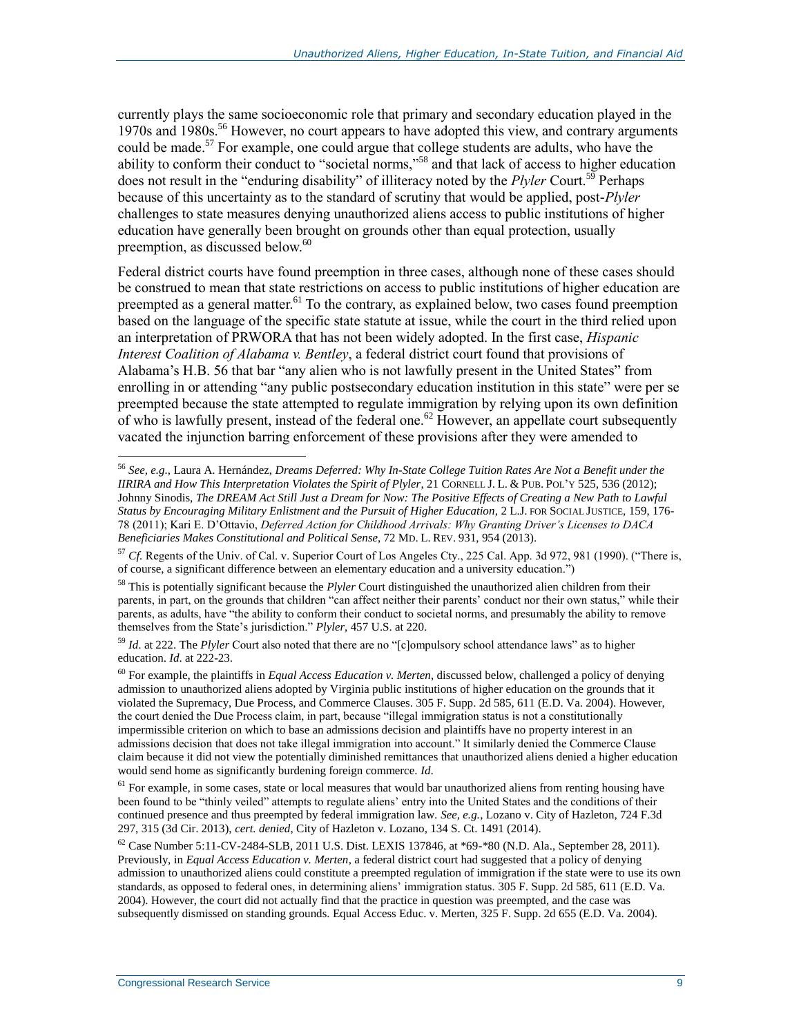currently plays the same socioeconomic role that primary and secondary education played in the 1970s and 1980s.[56] However, no court appears to have adopted this view, and contrary arguments could be made.[57] For example, one could argue that college students are adults, who have the ability to conform their conduct to "societal norms,"[58] and that lack of access to higher education does not result in the "enduring disability" of illiteracy noted by the *Plyler* Court.[59] Perhaps because of this uncertainty as to the standard of scrutiny that would be applied, post-*Plyler* challenges to state measures denying unauthorized aliens access to public institutions of higher education have generally been brought on grounds other than equal protection, usually preemption, as discussed below.[60]

Federal district courts have found preemption in three cases, although none of these cases should be construed to mean that state restrictions on access to public institutions of higher education are preempted as a general matter.[61] To the contrary, as explained below, two cases found preemption based on the language of the specific state statute at issue, while the court in the third relied upon an interpretation of PRWORA that has not been widely adopted. In the first case, *Hispanic Interest Coalition of Alabama v. Bentley*, a federal district court found that provisions of Alabama's H.B. 56 that bar "any alien who is not lawfully present in the United States" from enrolling in or attending "any public postsecondary education institution in this state" were per se preempted because the state attempted to regulate immigration by relying upon its own definition of who is lawfully present, instead of the federal one.[62] However, an appellate court subsequently vacated the injunction barring enforcement of these provisions after they were amended to

---

[56] *See, e.g.*, Laura A. Hernández, *Dreams Deferred: Why In-State College Tuition Rates Are Not a Benefit under the IIRIRA and How This Interpretation Violates the Spirit of Plyler*, 21 CORNELL J. L. & PUB. POL'Y 525, 536 (2012); Johnny Sinodis, *The DREAM Act Still Just a Dream for Now: The Positive Effects of Creating a New Path to Lawful Status by Encouraging Military Enlistment and the Pursuit of Higher Education*, 2 L.J. FOR SOCIAL JUSTICE, 159, 176-78 (2011); Kari E. D'Ottavio, *Deferred Action for Childhood Arrivals: Why Granting Driver's Licenses to DACA Beneficiaries Makes Constitutional and Political Sense*, 72 MD. L. REV. 931, 954 (2013).

[57] *Cf.* Regents of the Univ. of Cal. v. Superior Court of Los Angeles Cty., 225 Cal. App. 3d 972, 981 (1990). ("There is, of course, a significant difference between an elementary education and a university education.")

[58] This is potentially significant because the *Plyler* Court distinguished the unauthorized alien children from their parents, in part, on the grounds that children "can affect neither their parents' conduct nor their own status," while their parents, as adults, have "the ability to conform their conduct to societal norms, and presumably the ability to remove themselves from the State's jurisdiction." *Plyler*, 457 U.S. at 220.

[59] *Id.* at 222. The *Plyler* Court also noted that there are no "[c]ompulsory school attendance laws" as to higher education. *Id*. at 222-23.

[60] For example, the plaintiffs in *Equal Access Education v. Merten*, discussed below, challenged a policy of denying admission to unauthorized aliens adopted by Virginia public institutions of higher education on the grounds that it violated the Supremacy, Due Process, and Commerce Clauses. 305 F. Supp. 2d 585, 611 (E.D. Va. 2004). However, the court denied the Due Process claim, in part, because "illegal immigration status is not a constitutionally impermissible criterion on which to base an admissions decision and plaintiffs have no property interest in an admissions decision that does not take illegal immigration into account." It similarly denied the Commerce Clause claim because it did not view the potentially diminished remittances that unauthorized aliens denied a higher education would send home as significantly burdening foreign commerce. *Id*.

[61] For example, in some cases, state or local measures that would bar unauthorized aliens from renting housing have been found to be "thinly veiled" attempts to regulate aliens' entry into the United States and the conditions of their continued presence and thus preempted by federal immigration law. *See, e.g.*, Lozano v. City of Hazleton, 724 F.3d 297, 315 (3d Cir. 2013), *cert. denied*, City of Hazleton v. Lozano, 134 S. Ct. 1491 (2014).

[62] Case Number 5:11-CV-2484-SLB, 2011 U.S. Dist. LEXIS 137846, at *69-*80 (N.D. Ala., September 28, 2011). Previously, in *Equal Access Education v. Merten*, a federal district court had suggested that a policy of denying admission to unauthorized aliens could constitute a preempted regulation of immigration if the state were to use its own standards, as opposed to federal ones, in determining aliens' immigration status. 305 F. Supp. 2d 585, 611 (E.D. Va. 2004). However, the court did not actually find that the practice in question was preempted, and the case was subsequently dismissed on standing grounds. Equal Access Educ. v. Merten, 325 F. Supp. 2d 655 (E.D. Va. 2004).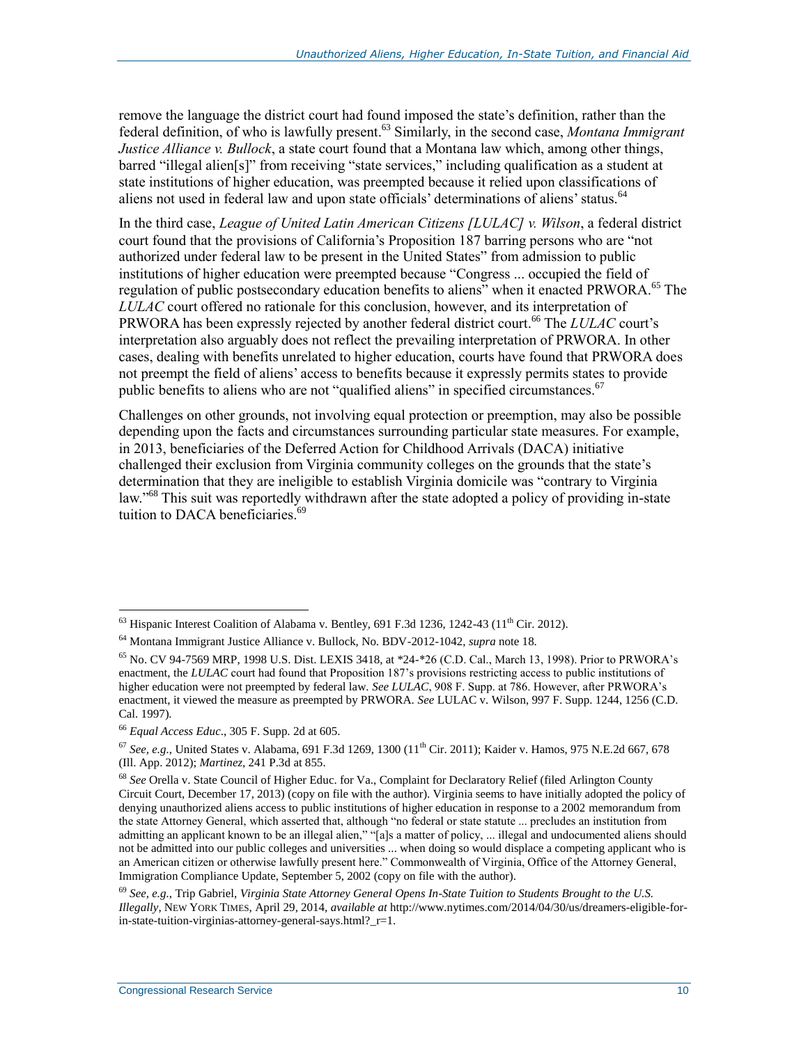remove the language the district court had found imposed the state's definition, rather than the federal definition, of who is lawfully present.[63] Similarly, in the second case, *Montana Immigrant Justice Alliance v. Bullock*, a state court found that a Montana law which, among other things, barred "illegal alien[s]" from receiving "state services," including qualification as a student at state institutions of higher education, was preempted because it relied upon classifications of aliens not used in federal law and upon state officials' determinations of aliens' status.[64]

In the third case, *League of United Latin American Citizens [LULAC] v. Wilson*, a federal district court found that the provisions of California's Proposition 187 barring persons who are "not authorized under federal law to be present in the United States" from admission to public institutions of higher education were preempted because "Congress ... occupied the field of regulation of public postsecondary education benefits to aliens" when it enacted PRWORA.[65] The *LULAC* court offered no rationale for this conclusion, however, and its interpretation of PRWORA has been expressly rejected by another federal district court.[66] The *LULAC* court's interpretation also arguably does not reflect the prevailing interpretation of PRWORA. In other cases, dealing with benefits unrelated to higher education, courts have found that PRWORA does not preempt the field of aliens' access to benefits because it expressly permits states to provide public benefits to aliens who are not "qualified aliens" in specified circumstances.[67]

Challenges on other grounds, not involving equal protection or preemption, may also be possible depending upon the facts and circumstances surrounding particular state measures. For example, in 2013, beneficiaries of the Deferred Action for Childhood Arrivals (DACA) initiative challenged their exclusion from Virginia community colleges on the grounds that the state's determination that they are ineligible to establish Virginia domicile was "contrary to Virginia law."[68] This suit was reportedly withdrawn after the state adopted a policy of providing in-state tuition to DACA beneficiaries.[69]

---

[63] Hispanic Interest Coalition of Alabama v. Bentley, 691 F.3d 1236, 1242-43 (11th Cir. 2012).

[64] Montana Immigrant Justice Alliance v. Bullock, No. BDV-2012-1042, *supra* note 18.

[65] No. CV 94-7569 MRP, 1998 U.S. Dist. LEXIS 3418, at *24-*26 (C.D. Cal., March 13, 1998). Prior to PRWORA's enactment, the *LULAC* court had found that Proposition 187's provisions restricting access to public institutions of higher education were not preempted by federal law. *See LULAC*, 908 F. Supp. at 786. However, after PRWORA's enactment, it viewed the measure as preempted by PRWORA. *See* LULAC v. Wilson, 997 F. Supp. 1244, 1256 (C.D. Cal. 1997).

[66] *Equal Access Educ*., 305 F. Supp. 2d at 605.

[67] *See, e.g.*, United States v. Alabama, 691 F.3d 1269, 1300 (11th Cir. 2011); Kaider v. Hamos, 975 N.E.2d 667, 678 (Ill. App. 2012); *Martinez*, 241 P.3d at 855.

[68] *See* Orella v. State Council of Higher Educ. for Va., Complaint for Declaratory Relief (filed Arlington County Circuit Court, December 17, 2013) (copy on file with the author). Virginia seems to have initially adopted the policy of denying unauthorized aliens access to public institutions of higher education in response to a 2002 memorandum from the state Attorney General, which asserted that, although "no federal or state statute ... precludes an institution from admitting an applicant known to be an illegal alien," "[a]s a matter of policy, ... illegal and undocumented aliens should not be admitted into our public colleges and universities ... when doing so would displace a competing applicant who is an American citizen or otherwise lawfully present here." Commonwealth of Virginia, Office of the Attorney General, Immigration Compliance Update, September 5, 2002 (copy on file with the author).

[69] *See, e.g.*, Trip Gabriel, *Virginia State Attorney General Opens In-State Tuition to Students Brought to the U.S. Illegally*, NEW YORK TIMES, April 29, 2014, *available at* http://www.nytimes.com/2014/04/30/us/dreamers-eligible-for-in-state-tuition-virginias-attorney-general-says.html?_r=1.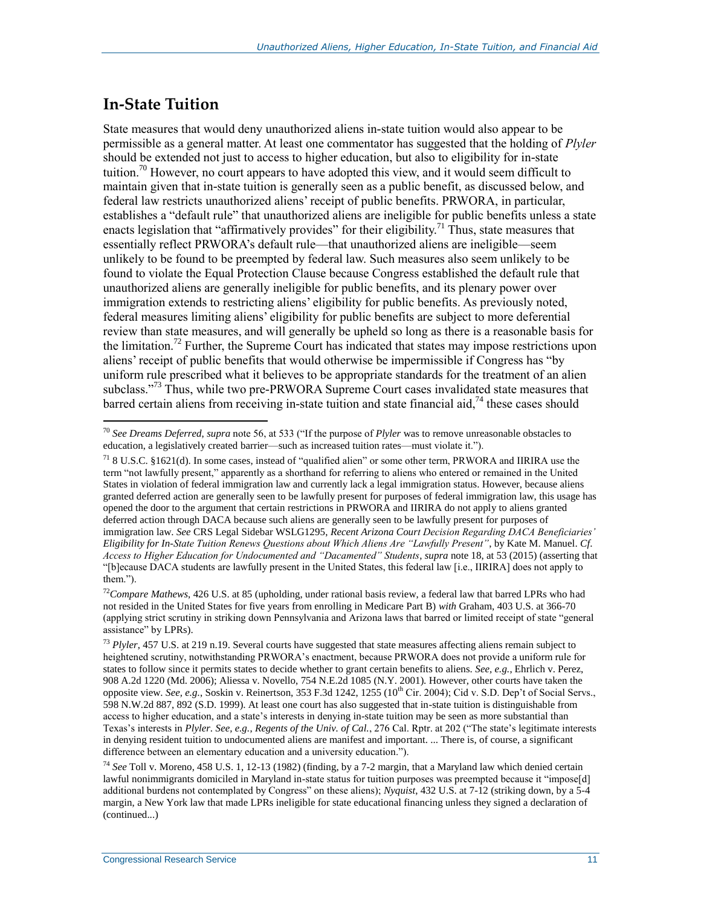## In-State Tuition

State measures that would deny unauthorized aliens in-state tuition would also appear to be permissible as a general matter. At least one commentator has suggested that the holding of *Plyler* should be extended not just to access to higher education, but also to eligibility for in-state tuition.[70] However, no court appears to have adopted this view, and it would seem difficult to maintain given that in-state tuition is generally seen as a public benefit, as discussed below, and federal law restricts unauthorized aliens' receipt of public benefits. PRWORA, in particular, establishes a "default rule" that unauthorized aliens are ineligible for public benefits unless a state enacts legislation that "affirmatively provides" for their eligibility.[71] Thus, state measures that essentially reflect PRWORA's default rule—that unauthorized aliens are ineligible—seem unlikely to be found to be preempted by federal law. Such measures also seem unlikely to be found to violate the Equal Protection Clause because Congress established the default rule that unauthorized aliens are generally ineligible for public benefits, and its plenary power over immigration extends to restricting aliens' eligibility for public benefits. As previously noted, federal measures limiting aliens' eligibility for public benefits are subject to more deferential review than state measures, and will generally be upheld so long as there is a reasonable basis for the limitation.[72] Further, the Supreme Court has indicated that states may impose restrictions upon aliens' receipt of public benefits that would otherwise be impermissible if Congress has "by uniform rule prescribed what it believes to be appropriate standards for the treatment of an alien subclass."[73] Thus, while two pre-PRWORA Supreme Court cases invalidated state measures that barred certain aliens from receiving in-state tuition and state financial aid,[74] these cases should

---

[70] *See Dreams Deferred*, *supra* note 56, at 533 ("If the purpose of *Plyler* was to remove unreasonable obstacles to education, a legislatively created barrier—such as increased tuition rates—must violate it.").

[71] 8 U.S.C. §1621(d). In some cases, instead of "qualified alien" or some other term, PRWORA and IIRIRA use the term "not lawfully present," apparently as a shorthand for referring to aliens who entered or remained in the United States in violation of federal immigration law and currently lack a legal immigration status. However, because aliens granted deferred action are generally seen to be lawfully present for purposes of federal immigration law, this usage has opened the door to the argument that certain restrictions in PRWORA and IIRIRA do not apply to aliens granted deferred action through DACA because such aliens are generally seen to be lawfully present for purposes of immigration law. *See* CRS Legal Sidebar WSLG1295, *Recent Arizona Court Decision Regarding DACA Beneficiaries' Eligibility for In-State Tuition Renews Questions about Which Aliens Are "Lawfully Present"*, by Kate M. Manuel. *Cf. Access to Higher Education for Undocumented and "Dacamented" Students*, *supra* note 18, at 53 (2015) (asserting that "[b]ecause DACA students are lawfully present in the United States, this federal law [i.e., IIRIRA] does not apply to them.").

[72] *Compare Mathews*, 426 U.S. at 85 (upholding, under rational basis review, a federal law that barred LPRs who had not resided in the United States for five years from enrolling in Medicare Part B) *with* Graham, 403 U.S. at 366-70 (applying strict scrutiny in striking down Pennsylvania and Arizona laws that barred or limited receipt of state "general assistance" by LPRs).

[73] *Plyler*, 457 U.S. at 219 n.19. Several courts have suggested that state measures affecting aliens remain subject to heightened scrutiny, notwithstanding PRWORA's enactment, because PRWORA does not provide a uniform rule for states to follow since it permits states to decide whether to grant certain benefits to aliens. *See, e.g.*, Ehrlich v. Perez, 908 A.2d 1220 (Md. 2006); Aliessa v. Novello, 754 N.E.2d 1085 (N.Y. 2001). However, other courts have taken the opposite view. *See, e.g.*, Soskin v. Reinertson, 353 F.3d 1242, 1255 (10th Cir. 2004); Cid v. S.D. Dep't of Social Servs., 598 N.W.2d 887, 892 (S.D. 1999). At least one court has also suggested that in-state tuition is distinguishable from access to higher education, and a state's interests in denying in-state tuition may be seen as more substantial than Texas's interests in *Plyler*. *See, e.g.*, *Regents of the Univ. of Cal.*, 276 Cal. Rptr. at 202 ("The state's legitimate interests in denying resident tuition to undocumented aliens are manifest and important. ... There is, of course, a significant difference between an elementary education and a university education.").

[74] *See* Toll v. Moreno, 458 U.S. 1, 12-13 (1982) (finding, by a 7-2 margin, that a Maryland law which denied certain lawful nonimmigrants domiciled in Maryland in-state status for tuition purposes was preempted because it "impose[d] additional burdens not contemplated by Congress" on these aliens); *Nyquist*, 432 U.S. at 7-12 (striking down, by a 5-4 margin, a New York law that made LPRs ineligible for state educational financing unless they signed a declaration of (continued...)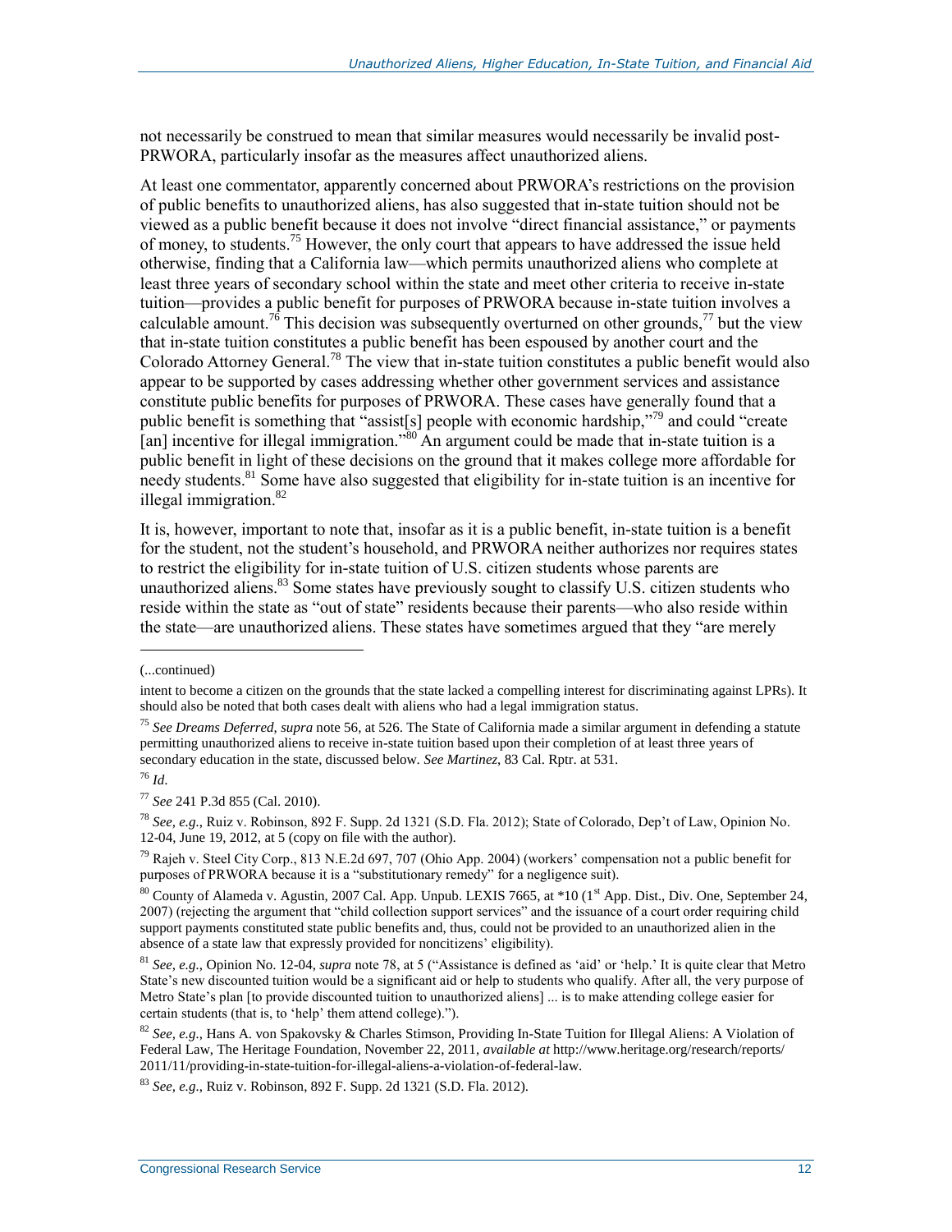not necessarily be construed to mean that similar measures would necessarily be invalid post-PRWORA, particularly insofar as the measures affect unauthorized aliens.

At least one commentator, apparently concerned about PRWORA's restrictions on the provision of public benefits to unauthorized aliens, has also suggested that in-state tuition should not be viewed as a public benefit because it does not involve "direct financial assistance," or payments of money, to students.[75] However, the only court that appears to have addressed the issue held otherwise, finding that a California law—which permits unauthorized aliens who complete at least three years of secondary school within the state and meet other criteria to receive in-state tuition—provides a public benefit for purposes of PRWORA because in-state tuition involves a calculable amount.[76] This decision was subsequently overturned on other grounds,[77] but the view that in-state tuition constitutes a public benefit has been espoused by another court and the Colorado Attorney General.[78] The view that in-state tuition constitutes a public benefit would also appear to be supported by cases addressing whether other government services and assistance constitute public benefits for purposes of PRWORA. These cases have generally found that a public benefit is something that "assist[s] people with economic hardship,"[79] and could "create [an] incentive for illegal immigration."[80] An argument could be made that in-state tuition is a public benefit in light of these decisions on the ground that it makes college more affordable for needy students.[81] Some have also suggested that eligibility for in-state tuition is an incentive for illegal immigration.[82]

It is, however, important to note that, insofar as it is a public benefit, in-state tuition is a benefit for the student, not the student's household, and PRWORA neither authorizes nor requires states to restrict the eligibility for in-state tuition of U.S. citizen students whose parents are unauthorized aliens.[83] Some states have previously sought to classify U.S. citizen students who reside within the state as "out of state" residents because their parents—who also reside within the state—are unauthorized aliens. These states have sometimes argued that they "are merely

---

(...continued)

intent to become a citizen on the grounds that the state lacked a compelling interest for discriminating against LPRs). It should also be noted that both cases dealt with aliens who had a legal immigration status.

[75] *See Dreams Deferred*, *supra* note 56, at 526. The State of California made a similar argument in defending a statute permitting unauthorized aliens to receive in-state tuition based upon their completion of at least three years of secondary education in the state, discussed below. *See Martinez*, 83 Cal. Rptr. at 531.

[76] *Id.*

[77] *See* 241 P.3d 855 (Cal. 2010).

[78] *See, e.g.*, Ruiz v. Robinson, 892 F. Supp. 2d 1321 (S.D. Fla. 2012); State of Colorado, Dep't of Law, Opinion No. 12-04, June 19, 2012, at 5 (copy on file with the author).

[79] Rajeh v. Steel City Corp., 813 N.E.2d 697, 707 (Ohio App. 2004) (workers' compensation not a public benefit for purposes of PRWORA because it is a "substitutionary remedy" for a negligence suit).

[80] County of Alameda v. Agustin, 2007 Cal. App. Unpub. LEXIS 7665, at *10 (1st App. Dist., Div. One, September 24, 2007) (rejecting the argument that "child collection support services" and the issuance of a court order requiring child support payments constituted state public benefits and, thus, could not be provided to an unauthorized alien in the absence of a state law that expressly provided for noncitizens' eligibility).

[81] *See, e.g.*, Opinion No. 12-04, *supra* note 78, at 5 ("Assistance is defined as 'aid' or 'help.' It is quite clear that Metro State's new discounted tuition would be a significant aid or help to students who qualify. After all, the very purpose of Metro State's plan [to provide discounted tuition to unauthorized aliens] ... is to make attending college easier for certain students (that is, to 'help' them attend college).").

[82] *See, e.g.*, Hans A. von Spakovsky & Charles Stimson, Providing In-State Tuition for Illegal Aliens: A Violation of Federal Law, The Heritage Foundation, November 22, 2011, *available at* http://www.heritage.org/research/reports/2011/11/providing-in-state-tuition-for-illegal-aliens-a-violation-of-federal-law.

[83] *See, e.g.*, Ruiz v. Robinson, 892 F. Supp. 2d 1321 (S.D. Fla. 2012).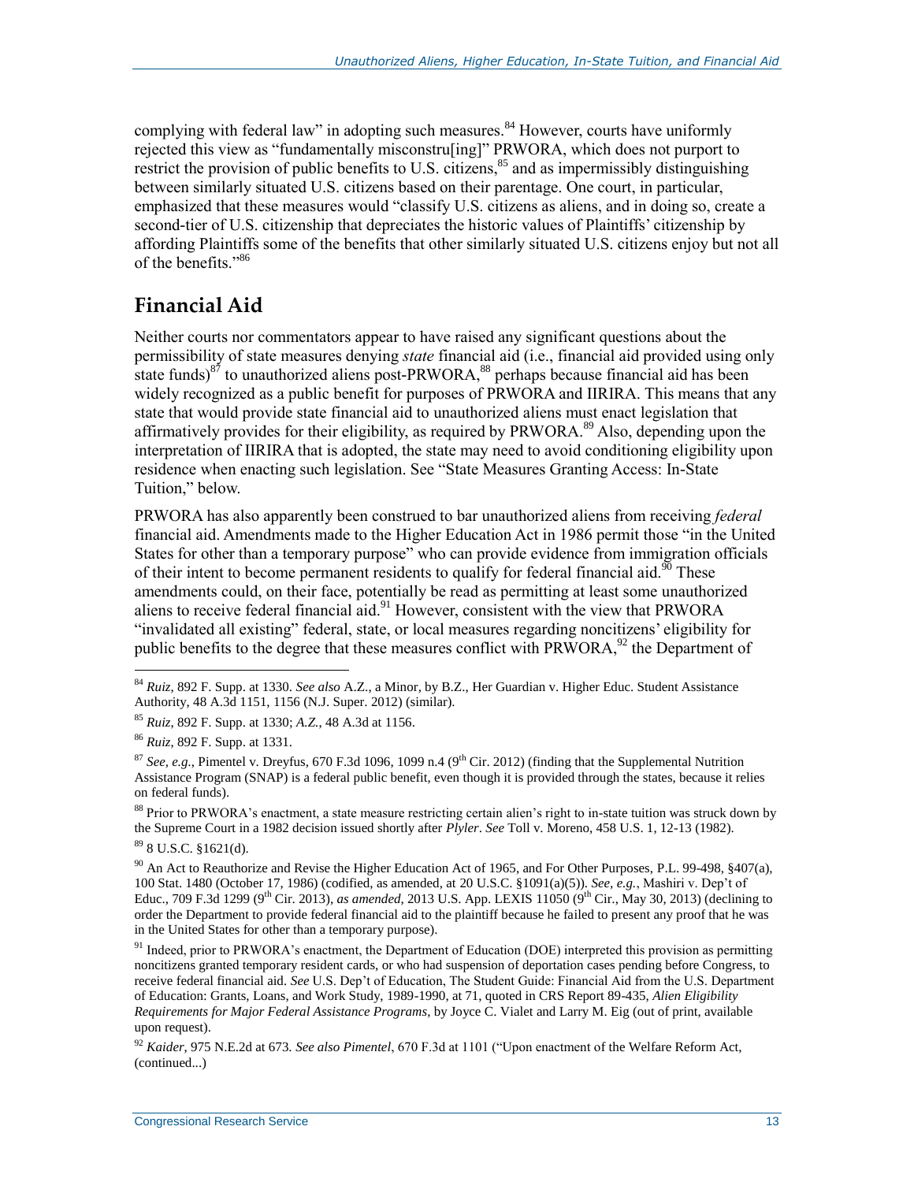complying with federal law" in adopting such measures.[84] However, courts have uniformly rejected this view as "fundamentally misconstru[ing]" PRWORA, which does not purport to restrict the provision of public benefits to U.S. citizens,[85] and as impermissibly distinguishing between similarly situated U.S. citizens based on their parentage. One court, in particular, emphasized that these measures would "classify U.S. citizens as aliens, and in doing so, create a second-tier of U.S. citizenship that depreciates the historic values of Plaintiffs' citizenship by affording Plaintiffs some of the benefits that other similarly situated U.S. citizens enjoy but not all of the benefits."[86]

## Financial Aid

Neither courts nor commentators appear to have raised any significant questions about the permissibility of state measures denying *state* financial aid (i.e., financial aid provided using only state funds)[87] to unauthorized aliens post-PRWORA,[88] perhaps because financial aid has been widely recognized as a public benefit for purposes of PRWORA and IIRIRA. This means that any state that would provide state financial aid to unauthorized aliens must enact legislation that affirmatively provides for their eligibility, as required by PRWORA.[89] Also, depending upon the interpretation of IIRIRA that is adopted, the state may need to avoid conditioning eligibility upon residence when enacting such legislation. See "State Measures Granting Access: In-State Tuition," below.

PRWORA has also apparently been construed to bar unauthorized aliens from receiving *federal* financial aid. Amendments made to the Higher Education Act in 1986 permit those "in the United States for other than a temporary purpose" who can provide evidence from immigration officials of their intent to become permanent residents to qualify for federal financial aid.[90] These amendments could, on their face, potentially be read as permitting at least some unauthorized aliens to receive federal financial aid.[91] However, consistent with the view that PRWORA "invalidated all existing" federal, state, or local measures regarding noncitizens' eligibility for public benefits to the degree that these measures conflict with PRWORA,[92] the Department of

---

[84] *Ruiz*, 892 F. Supp. at 1330. *See also* A.Z., a Minor, by B.Z., Her Guardian v. Higher Educ. Student Assistance Authority, 48 A.3d 1151, 1156 (N.J. Super. 2012) (similar).

[85] *Ruiz*, 892 F. Supp. at 1330; *A.Z.*, 48 A.3d at 1156.

[86] *Ruiz*, 892 F. Supp. at 1331.

[87] *See, e.g.*, Pimentel v. Dreyfus, 670 F.3d 1096, 1099 n.4 (9th Cir. 2012) (finding that the Supplemental Nutrition Assistance Program (SNAP) is a federal public benefit, even though it is provided through the states, because it relies on federal funds).

[88] Prior to PRWORA's enactment, a state measure restricting certain alien's right to in-state tuition was struck down by the Supreme Court in a 1982 decision issued shortly after *Plyler*. *See* Toll v. Moreno, 458 U.S. 1, 12-13 (1982).

[89] 8 U.S.C. §1621(d).

[90] An Act to Reauthorize and Revise the Higher Education Act of 1965, and For Other Purposes, P.L. 99-498, §407(a), 100 Stat. 1480 (October 17, 1986) (codified, as amended, at 20 U.S.C. §1091(a)(5)). *See, e.g.*, Mashiri v. Dep't of Educ., 709 F.3d 1299 (9th Cir. 2013), *as amended*, 2013 U.S. App. LEXIS 11050 (9th Cir., May 30, 2013) (declining to order the Department to provide federal financial aid to the plaintiff because he failed to present any proof that he was in the United States for other than a temporary purpose).

[91] Indeed, prior to PRWORA's enactment, the Department of Education (DOE) interpreted this provision as permitting noncitizens granted temporary resident cards, or who had suspension of deportation cases pending before Congress, to receive federal financial aid. *See* U.S. Dep't of Education, The Student Guide: Financial Aid from the U.S. Department of Education: Grants, Loans, and Work Study, 1989-1990, at 71, quoted in CRS Report 89-435, *Alien Eligibility Requirements for Major Federal Assistance Programs*, by Joyce C. Vialet and Larry M. Eig (out of print, available upon request).

[92] *Kaider*, 975 N.E.2d at 673. *See also Pimentel*, 670 F.3d at 1101 ("Upon enactment of the Welfare Reform Act, (continued...)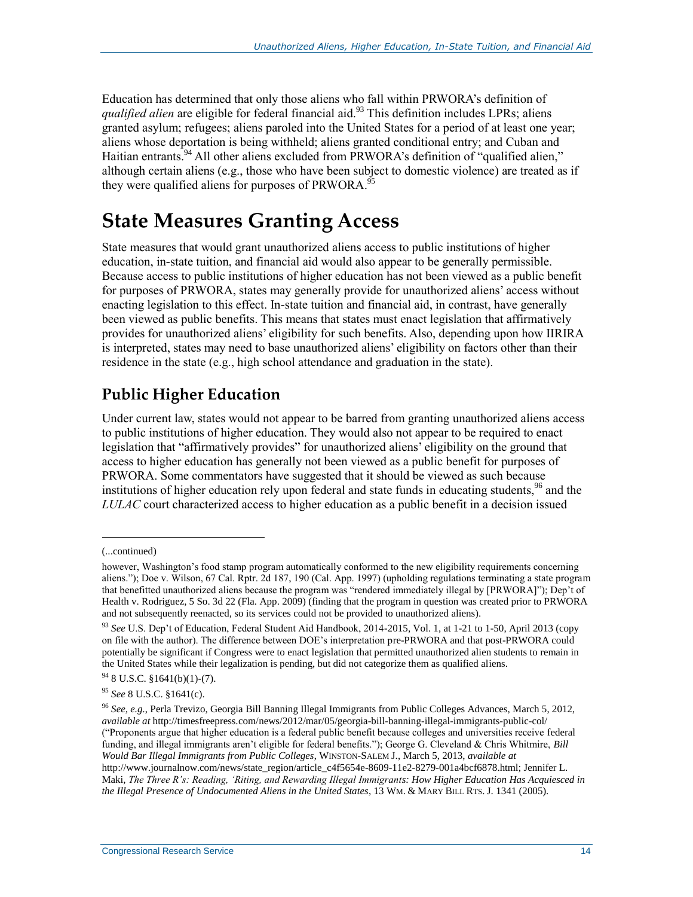Education has determined that only those aliens who fall within PRWORA's definition of *qualified alien* are eligible for federal financial aid.[93] This definition includes LPRs; aliens granted asylum; refugees; aliens paroled into the United States for a period of at least one year; aliens whose deportation is being withheld; aliens granted conditional entry; and Cuban and Haitian entrants.[94] All other aliens excluded from PRWORA's definition of "qualified alien," although certain aliens (e.g., those who have been subject to domestic violence) are treated as if they were qualified aliens for purposes of PRWORA.[95]

# State Measures Granting Access

State measures that would grant unauthorized aliens access to public institutions of higher education, in-state tuition, and financial aid would also appear to be generally permissible. Because access to public institutions of higher education has not been viewed as a public benefit for purposes of PRWORA, states may generally provide for unauthorized aliens' access without enacting legislation to this effect. In-state tuition and financial aid, in contrast, have generally been viewed as public benefits. This means that states must enact legislation that affirmatively provides for unauthorized aliens' eligibility for such benefits. Also, depending upon how IIRIRA is interpreted, states may need to base unauthorized aliens' eligibility on factors other than their residence in the state (e.g., high school attendance and graduation in the state).

## Public Higher Education

Under current law, states would not appear to be barred from granting unauthorized aliens access to public institutions of higher education. They would also not appear to be required to enact legislation that "affirmatively provides" for unauthorized aliens' eligibility on the ground that access to higher education has generally not been viewed as a public benefit for purposes of PRWORA. Some commentators have suggested that it should be viewed as such because institutions of higher education rely upon federal and state funds in educating students,[96] and the *LULAC* court characterized access to higher education as a public benefit in a decision issued

---

(...continued)

however, Washington's food stamp program automatically conformed to the new eligibility requirements concerning aliens."); Doe v. Wilson, 67 Cal. Rptr. 2d 187, 190 (Cal. App. 1997) (upholding regulations terminating a state program that benefitted unauthorized aliens because the program was "rendered immediately illegal by [PRWORA]"); Dep't of Health v. Rodriguez, 5 So. 3d 22 (Fla. App. 2009) (finding that the program in question was created prior to PRWORA and not subsequently reenacted, so its services could not be provided to unauthorized aliens).

[93] *See* U.S. Dep't of Education, Federal Student Aid Handbook, 2014-2015, Vol. 1, at 1-21 to 1-50, April 2013 (copy on file with the author). The difference between DOE's interpretation pre-PRWORA and that post-PRWORA could potentially be significant if Congress were to enact legislation that permitted unauthorized alien students to remain in the United States while their legalization is pending, but did not categorize them as qualified aliens.

[94] 8 U.S.C. §1641(b)(1)-(7).

[95] *See* 8 U.S.C. §1641(c).

[96] *See, e.g.*, Perla Trevizo, Georgia Bill Banning Illegal Immigrants from Public Colleges Advances, March 5, 2012, *available at* http://timesfreepress.com/news/2012/mar/05/georgia-bill-banning-illegal-immigrants-public-col/ ("Proponents argue that higher education is a federal public benefit because colleges and universities receive federal funding, and illegal immigrants aren't eligible for federal benefits."); George G. Cleveland & Chris Whitmire, *Bill Would Bar Illegal Immigrants from Public Colleges*, WINSTON-SALEM J., March 5, 2013, *available at* http://www.journalnow.com/news/state_region/article_c4f5654e-8609-11e2-8279-001a4bcf6878.html; Jennifer L. Maki, *The Three R's: Reading, 'Riting, and Rewarding Illegal Immigrants: How Higher Education Has Acquiesced in the Illegal Presence of Undocumented Aliens in the United States*, 13 WM. & MARY BILL RTS. J. 1341 (2005).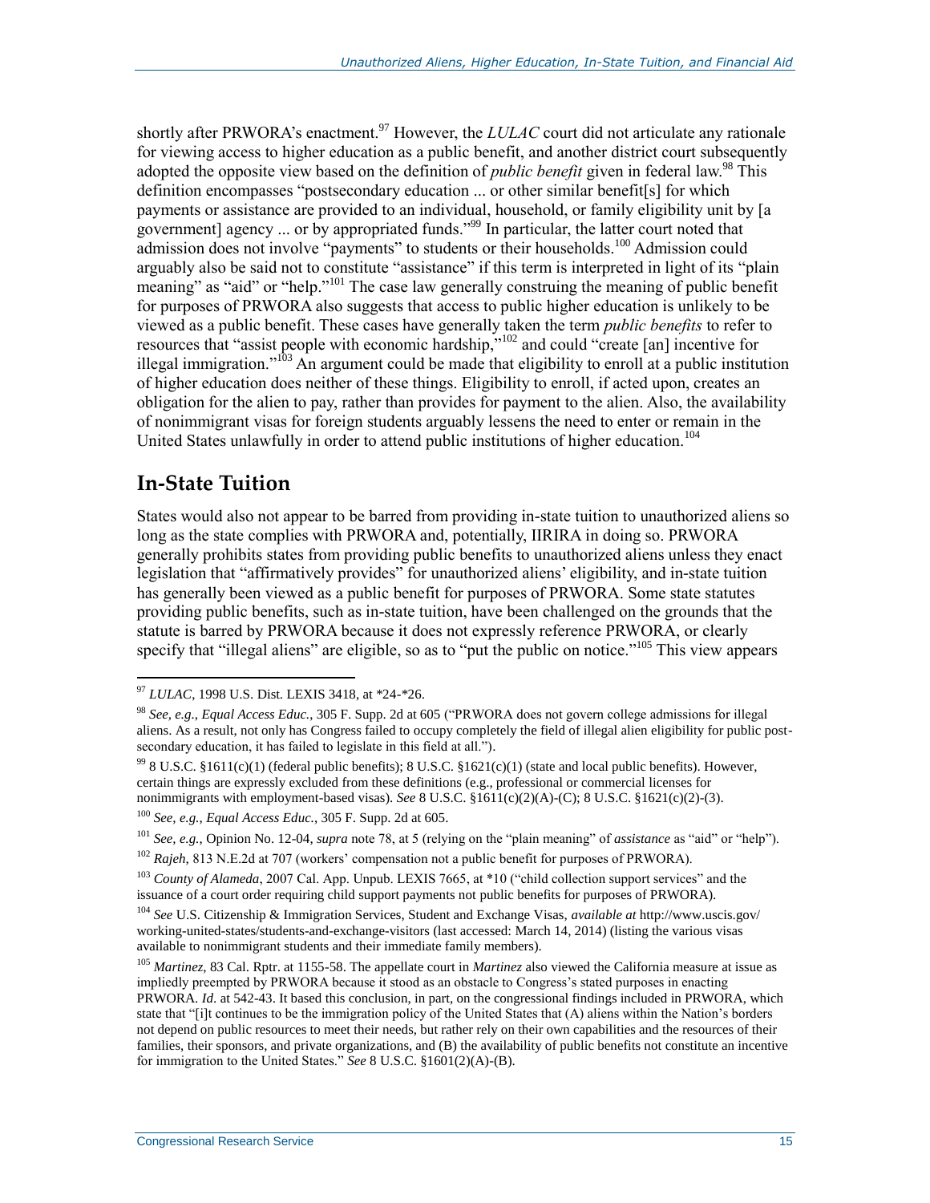shortly after PRWORA's enactment.[97] However, the *LULAC* court did not articulate any rationale for viewing access to higher education as a public benefit, and another district court subsequently adopted the opposite view based on the definition of *public benefit* given in federal law.[98] This definition encompasses "postsecondary education ... or other similar benefit[s] for which payments or assistance are provided to an individual, household, or family eligibility unit by [a government] agency ... or by appropriated funds."[99] In particular, the latter court noted that admission does not involve "payments" to students or their households.[100] Admission could arguably also be said not to constitute "assistance" if this term is interpreted in light of its "plain meaning" as "aid" or "help."[101] The case law generally construing the meaning of public benefit for purposes of PRWORA also suggests that access to public higher education is unlikely to be viewed as a public benefit. These cases have generally taken the term *public benefits* to refer to resources that "assist people with economic hardship,"[102] and could "create [an] incentive for illegal immigration."[103] An argument could be made that eligibility to enroll at a public institution of higher education does neither of these things. Eligibility to enroll, if acted upon, creates an obligation for the alien to pay, rather than provides for payment to the alien. Also, the availability of nonimmigrant visas for foreign students arguably lessens the need to enter or remain in the United States unlawfully in order to attend public institutions of higher education.[104]

## In-State Tuition

States would also not appear to be barred from providing in-state tuition to unauthorized aliens so long as the state complies with PRWORA and, potentially, IIRIRA in doing so. PRWORA generally prohibits states from providing public benefits to unauthorized aliens unless they enact legislation that "affirmatively provides" for unauthorized aliens' eligibility, and in-state tuition has generally been viewed as a public benefit for purposes of PRWORA. Some state statutes providing public benefits, such as in-state tuition, have been challenged on the grounds that the statute is barred by PRWORA because it does not expressly reference PRWORA, or clearly specify that "illegal aliens" are eligible, so as to "put the public on notice."[105] This view appears

---

[97] *LULAC*, 1998 U.S. Dist. LEXIS 3418, at *24-*26.

[98] *See, e.g.*, *Equal Access Educ.*, 305 F. Supp. 2d at 605 ("PRWORA does not govern college admissions for illegal aliens. As a result, not only has Congress failed to occupy completely the field of illegal alien eligibility for public post-secondary education, it has failed to legislate in this field at all.").

[99] 8 U.S.C. §1611(c)(1) (federal public benefits); 8 U.S.C. §1621(c)(1) (state and local public benefits). However, certain things are expressly excluded from these definitions (e.g., professional or commercial licenses for nonimmigrants with employment-based visas). *See* 8 U.S.C. §1611(c)(2)(A)-(C); 8 U.S.C. §1621(c)(2)-(3).

[100] *See, e.g.*, *Equal Access Educ.*, 305 F. Supp. 2d at 605.

[101] *See, e.g.*, Opinion No. 12-04, *supra* note 78, at 5 (relying on the "plain meaning" of *assistance* as "aid" or "help").

[102] *Rajeh*, 813 N.E.2d at 707 (workers' compensation not a public benefit for purposes of PRWORA).

[103] *County of Alameda*, 2007 Cal. App. Unpub. LEXIS 7665, at *10 ("child collection support services" and the issuance of a court order requiring child support payments not public benefits for purposes of PRWORA).

[104] *See* U.S. Citizenship & Immigration Services, Student and Exchange Visas, *available at* http://www.uscis.gov/working-united-states/students-and-exchange-visitors (last accessed: March 14, 2014) (listing the various visas available to nonimmigrant students and their immediate family members).

[105] *Martinez*, 83 Cal. Rptr. at 1155-58. The appellate court in *Martinez* also viewed the California measure at issue as impliedly preempted by PRWORA because it stood as an obstacle to Congress's stated purposes in enacting PRWORA. *Id.* at 542-43. It based this conclusion, in part, on the congressional findings included in PRWORA, which state that "[i]t continues to be the immigration policy of the United States that (A) aliens within the Nation's borders not depend on public resources to meet their needs, but rather rely on their own capabilities and the resources of their families, their sponsors, and private organizations, and (B) the availability of public benefits not constitute an incentive for immigration to the United States." *See* 8 U.S.C. §1601(2)(A)-(B).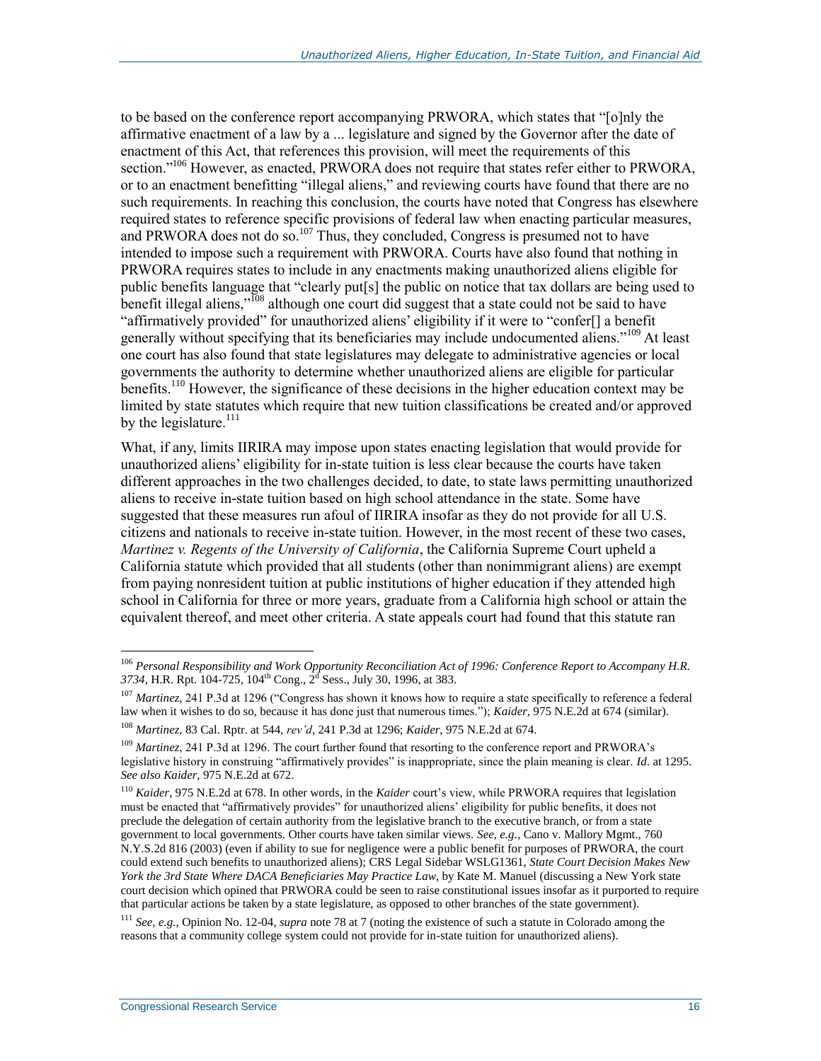to be based on the conference report accompanying PRWORA, which states that "[o]nly the affirmative enactment of a law by a ... legislature and signed by the Governor after the date of enactment of this Act, that references this provision, will meet the requirements of this section."[106] However, as enacted, PRWORA does not require that states refer either to PRWORA, or to an enactment benefitting "illegal aliens," and reviewing courts have found that there are no such requirements. In reaching this conclusion, the courts have noted that Congress has elsewhere required states to reference specific provisions of federal law when enacting particular measures, and PRWORA does not do so.[107] Thus, they concluded, Congress is presumed not to have intended to impose such a requirement with PRWORA. Courts have also found that nothing in PRWORA requires states to include in any enactments making unauthorized aliens eligible for public benefits language that "clearly put[s] the public on notice that tax dollars are being used to benefit illegal aliens,"[108] although one court did suggest that a state could not be said to have "affirmatively provided" for unauthorized aliens' eligibility if it were to "confer[] a benefit generally without specifying that its beneficiaries may include undocumented aliens."[109] At least one court has also found that state legislatures may delegate to administrative agencies or local governments the authority to determine whether unauthorized aliens are eligible for particular benefits.[110] However, the significance of these decisions in the higher education context may be limited by state statutes which require that new tuition classifications be created and/or approved by the legislature.[111]

What, if any, limits IIRIRA may impose upon states enacting legislation that would provide for unauthorized aliens' eligibility for in-state tuition is less clear because the courts have taken different approaches in the two challenges decided, to date, to state laws permitting unauthorized aliens to receive in-state tuition based on high school attendance in the state. Some have suggested that these measures run afoul of IIRIRA insofar as they do not provide for all U.S. citizens and nationals to receive in-state tuition. However, in the most recent of these two cases, *Martinez v. Regents of the University of California*, the California Supreme Court upheld a California statute which provided that all students (other than nonimmigrant aliens) are exempt from paying nonresident tuition at public institutions of higher education if they attended high school in California for three or more years, graduate from a California high school or attain the equivalent thereof, and meet other criteria. A state appeals court had found that this statute ran

---

[106] *Personal Responsibility and Work Opportunity Reconciliation Act of 1996: Conference Report to Accompany H.R. 3734*, H.R. Rpt. 104-725, 104th Cong., 2d Sess., July 30, 1996, at 383.

[107] *Martinez*, 241 P.3d at 1296 ("Congress has shown it knows how to require a state specifically to reference a federal law when it wishes to do so, because it has done just that numerous times."); *Kaider*, 975 N.E.2d at 674 (similar).

[108] *Martinez*, 83 Cal. Rptr. at 544, *rev'd*, 241 P.3d at 1296; *Kaider*, 975 N.E.2d at 674.

[109] *Martinez*, 241 P.3d at 1296. The court further found that resorting to the conference report and PRWORA's legislative history in construing "affirmatively provides" is inappropriate, since the plain meaning is clear. *Id*. at 1295. *See also Kaider*, 975 N.E.2d at 672.

[110] *Kaider*, 975 N.E.2d at 678. In other words, in the *Kaider* court's view, while PRWORA requires that legislation must be enacted that "affirmatively provides" for unauthorized aliens' eligibility for public benefits, it does not preclude the delegation of certain authority from the legislative branch to the executive branch, or from a state government to local governments. Other courts have taken similar views. *See, e.g.*, Cano v. Mallory Mgmt., 760 N.Y.S.2d 816 (2003) (even if ability to sue for negligence were a public benefit for purposes of PRWORA, the court could extend such benefits to unauthorized aliens); CRS Legal Sidebar WSLG1361, *State Court Decision Makes New York the 3rd State Where DACA Beneficiaries May Practice Law*, by Kate M. Manuel (discussing a New York state court decision which opined that PRWORA could be seen to raise constitutional issues insofar as it purported to require that particular actions be taken by a state legislature, as opposed to other branches of the state government).

[111] *See, e.g.*, Opinion No. 12-04, *supra* note 78 at 7 (noting the existence of such a statute in Colorado among the reasons that a community college system could not provide for in-state tuition for unauthorized aliens).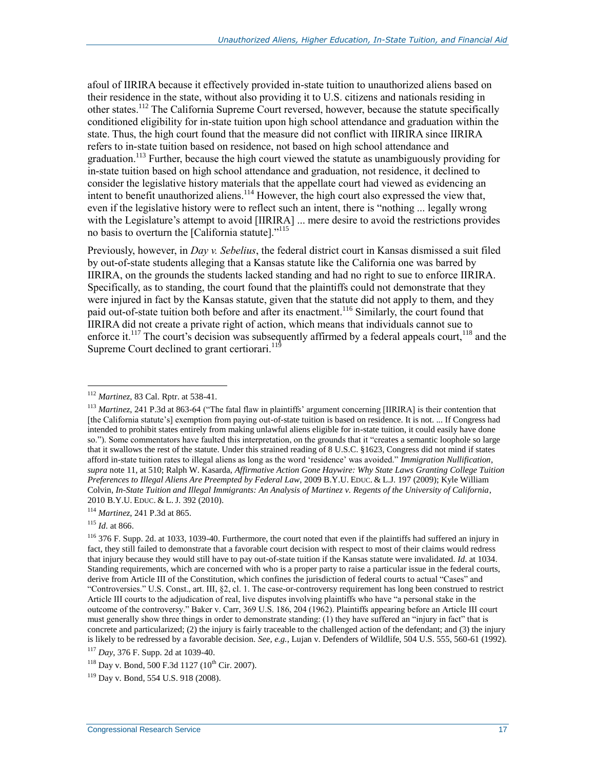afoul of IIRIRA because it effectively provided in-state tuition to unauthorized aliens based on their residence in the state, without also providing it to U.S. citizens and nationals residing in other states.[112] The California Supreme Court reversed, however, because the statute specifically conditioned eligibility for in-state tuition upon high school attendance and graduation within the state. Thus, the high court found that the measure did not conflict with IIRIRA since IIRIRA refers to in-state tuition based on residence, not based on high school attendance and graduation.[113] Further, because the high court viewed the statute as unambiguously providing for in-state tuition based on high school attendance and graduation, not residence, it declined to consider the legislative history materials that the appellate court had viewed as evidencing an intent to benefit unauthorized aliens.[114] However, the high court also expressed the view that, even if the legislative history were to reflect such an intent, there is "nothing ... legally wrong with the Legislature's attempt to avoid [IIRIRA] ... mere desire to avoid the restrictions provides no basis to overturn the [California statute]."[115]

Previously, however, in *Day v. Sebelius*, the federal district court in Kansas dismissed a suit filed by out-of-state students alleging that a Kansas statute like the California one was barred by IIRIRA, on the grounds the students lacked standing and had no right to sue to enforce IIRIRA. Specifically, as to standing, the court found that the plaintiffs could not demonstrate that they were injured in fact by the Kansas statute, given that the statute did not apply to them, and they paid out-of-state tuition both before and after its enactment.[116] Similarly, the court found that IIRIRA did not create a private right of action, which means that individuals cannot sue to enforce it.[117] The court's decision was subsequently affirmed by a federal appeals court,[118] and the Supreme Court declined to grant certiorari.[119]

---

[112] *Martinez*, 83 Cal. Rptr. at 538-41.

[113] *Martinez*, 241 P.3d at 863-64 ("The fatal flaw in plaintiffs' argument concerning [IIRIRA] is their contention that [the California statute's] exemption from paying out-of-state tuition is based on residence. It is not. ... If Congress had intended to prohibit states entirely from making unlawful aliens eligible for in-state tuition, it could easily have done so."). Some commentators have faulted this interpretation, on the grounds that it "creates a semantic loophole so large that it swallows the rest of the statute. Under this strained reading of 8 U.S.C. §1623, Congress did not mind if states afford in-state tuition rates to illegal aliens as long as the word 'residence' was avoided." *Immigration Nullification*, *supra* note 11, at 510; Ralph W. Kasarda, *Affirmative Action Gone Haywire: Why State Laws Granting College Tuition Preferences to Illegal Aliens Are Preempted by Federal Law*, 2009 B.Y.U. EDUC. & L.J. 197 (2009); Kyle William Colvin, *In-State Tuition and Illegal Immigrants: An Analysis of Martinez v. Regents of the University of California*, 2010 B.Y.U. EDUC. & L. J. 392 (2010).

[114] *Martinez*, 241 P.3d at 865.

[115] *Id.* at 866.

[116] 376 F. Supp. 2d. at 1033, 1039-40. Furthermore, the court noted that even if the plaintiffs had suffered an injury in fact, they still failed to demonstrate that a favorable court decision with respect to most of their claims would redress that injury because they would still have to pay out-of-state tuition if the Kansas statute were invalidated. *Id.* at 1034. Standing requirements, which are concerned with who is a proper party to raise a particular issue in the federal courts, derive from Article III of the Constitution, which confines the jurisdiction of federal courts to actual "Cases" and "Controversies." U.S. Const., art. III, §2, cl. 1. The case-or-controversy requirement has long been construed to restrict Article III courts to the adjudication of real, live disputes involving plaintiffs who have "a personal stake in the outcome of the controversy." Baker v. Carr, 369 U.S. 186, 204 (1962). Plaintiffs appearing before an Article III court must generally show three things in order to demonstrate standing: (1) they have suffered an "injury in fact" that is concrete and particularized; (2) the injury is fairly traceable to the challenged action of the defendant; and (3) the injury is likely to be redressed by a favorable decision. *See, e.g.*, Lujan v. Defenders of Wildlife, 504 U.S. 555, 560-61 (1992).

[117] *Day*, 376 F. Supp. 2d at 1039-40.

[118] Day v. Bond, 500 F.3d 1127 (10th Cir. 2007).

[119] Day v. Bond, 554 U.S. 918 (2008).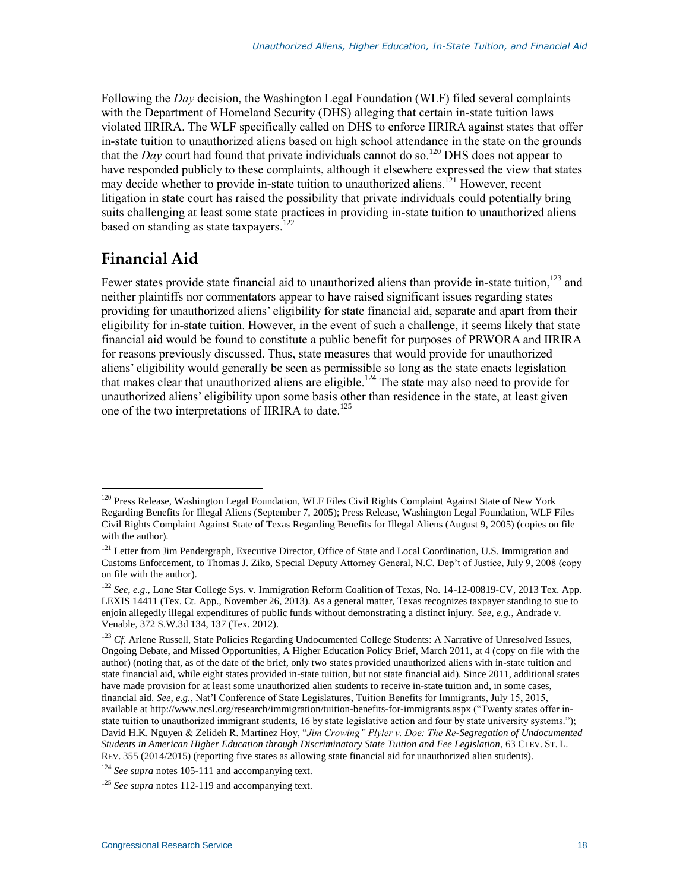Following the *Day* decision, the Washington Legal Foundation (WLF) filed several complaints with the Department of Homeland Security (DHS) alleging that certain in-state tuition laws violated IIRIRA. The WLF specifically called on DHS to enforce IIRIRA against states that offer in-state tuition to unauthorized aliens based on high school attendance in the state on the grounds that the *Day* court had found that private individuals cannot do so.[120] DHS does not appear to have responded publicly to these complaints, although it elsewhere expressed the view that states may decide whether to provide in-state tuition to unauthorized aliens.[121] However, recent litigation in state court has raised the possibility that private individuals could potentially bring suits challenging at least some state practices in providing in-state tuition to unauthorized aliens based on standing as state taxpayers.[122]

## Financial Aid

Fewer states provide state financial aid to unauthorized aliens than provide in-state tuition,[123] and neither plaintiffs nor commentators appear to have raised significant issues regarding states providing for unauthorized aliens' eligibility for state financial aid, separate and apart from their eligibility for in-state tuition. However, in the event of such a challenge, it seems likely that state financial aid would be found to constitute a public benefit for purposes of PRWORA and IIRIRA for reasons previously discussed. Thus, state measures that would provide for unauthorized aliens' eligibility would generally be seen as permissible so long as the state enacts legislation that makes clear that unauthorized aliens are eligible.[124] The state may also need to provide for unauthorized aliens' eligibility upon some basis other than residence in the state, at least given one of the two interpretations of IIRIRA to date.[125]

---

[120] Press Release, Washington Legal Foundation, WLF Files Civil Rights Complaint Against State of New York Regarding Benefits for Illegal Aliens (September 7, 2005); Press Release, Washington Legal Foundation, WLF Files Civil Rights Complaint Against State of Texas Regarding Benefits for Illegal Aliens (August 9, 2005) (copies on file with the author).

[121] Letter from Jim Pendergraph, Executive Director, Office of State and Local Coordination, U.S. Immigration and Customs Enforcement, to Thomas J. Ziko, Special Deputy Attorney General, N.C. Dep't of Justice, July 9, 2008 (copy on file with the author).

[122] *See, e.g.*, Lone Star College Sys. v. Immigration Reform Coalition of Texas, No. 14-12-00819-CV, 2013 Tex. App. LEXIS 14411 (Tex. Ct. App., November 26, 2013). As a general matter, Texas recognizes taxpayer standing to sue to enjoin allegedly illegal expenditures of public funds without demonstrating a distinct injury. *See, e.g.*, Andrade v. Venable, 372 S.W.3d 134, 137 (Tex. 2012).

[123] *Cf.* Arlene Russell, State Policies Regarding Undocumented College Students: A Narrative of Unresolved Issues, Ongoing Debate, and Missed Opportunities, A Higher Education Policy Brief, March 2011, at 4 (copy on file with the author) (noting that, as of the date of the brief, only two states provided unauthorized aliens with in-state tuition and state financial aid, while eight states provided in-state tuition, but not state financial aid). Since 2011, additional states have made provision for at least some unauthorized alien students to receive in-state tuition and, in some cases, financial aid. *See, e.g.*, Nat'l Conference of State Legislatures, Tuition Benefits for Immigrants, July 15, 2015, available at http://www.ncsl.org/research/immigration/tuition-benefits-for-immigrants.aspx ("Twenty states offer in-state tuition to unauthorized immigrant students, 16 by state legislative action and four by state university systems."); David H.K. Nguyen & Zelideh R. Martinez Hoy, "*Jim Crowing" Plyler v. Doe: The Re-Segregation of Undocumented Students in American Higher Education through Discriminatory State Tuition and Fee Legislation*, 63 CLEV. ST. L. REV. 355 (2014/2015) (reporting five states as allowing state financial aid for unauthorized alien students).

[124] *See supra* notes 105-111 and accompanying text.

[125] *See supra* notes 112-119 and accompanying text.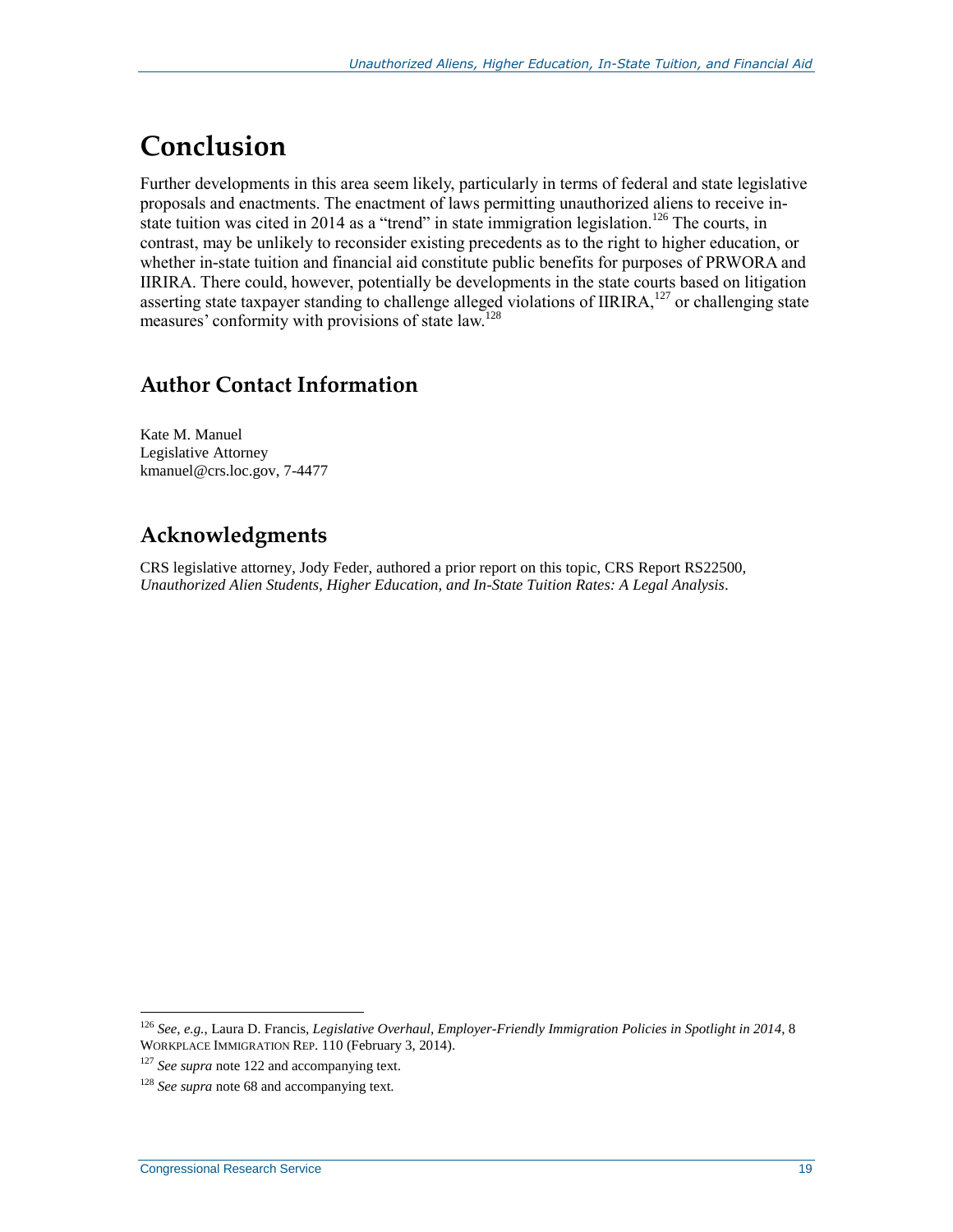# Conclusion

Further developments in this area seem likely, particularly in terms of federal and state legislative proposals and enactments. The enactment of laws permitting unauthorized aliens to receive in-state tuition was cited in 2014 as a "trend" in state immigration legislation.[126] The courts, in contrast, may be unlikely to reconsider existing precedents as to the right to higher education, or whether in-state tuition and financial aid constitute public benefits for purposes of PRWORA and IIRIRA. There could, however, potentially be developments in the state courts based on litigation asserting state taxpayer standing to challenge alleged violations of IIRIRA,[127] or challenging state measures' conformity with provisions of state law.[128]

## Author Contact Information

Kate M. Manuel
Legislative Attorney
kmanuel@crs.loc.gov, 7-4477

## Acknowledgments

CRS legislative attorney, Jody Feder, authored a prior report on this topic, CRS Report RS22500, *Unauthorized Alien Students, Higher Education, and In-State Tuition Rates: A Legal Analysis*.

---

[126] *See, e.g.*, Laura D. Francis, *Legislative Overhaul, Employer-Friendly Immigration Policies in Spotlight in 2014*, 8 WORKPLACE IMMIGRATION REP. 110 (February 3, 2014).

[127] *See supra* note 122 and accompanying text.

[128] *See supra* note 68 and accompanying text.